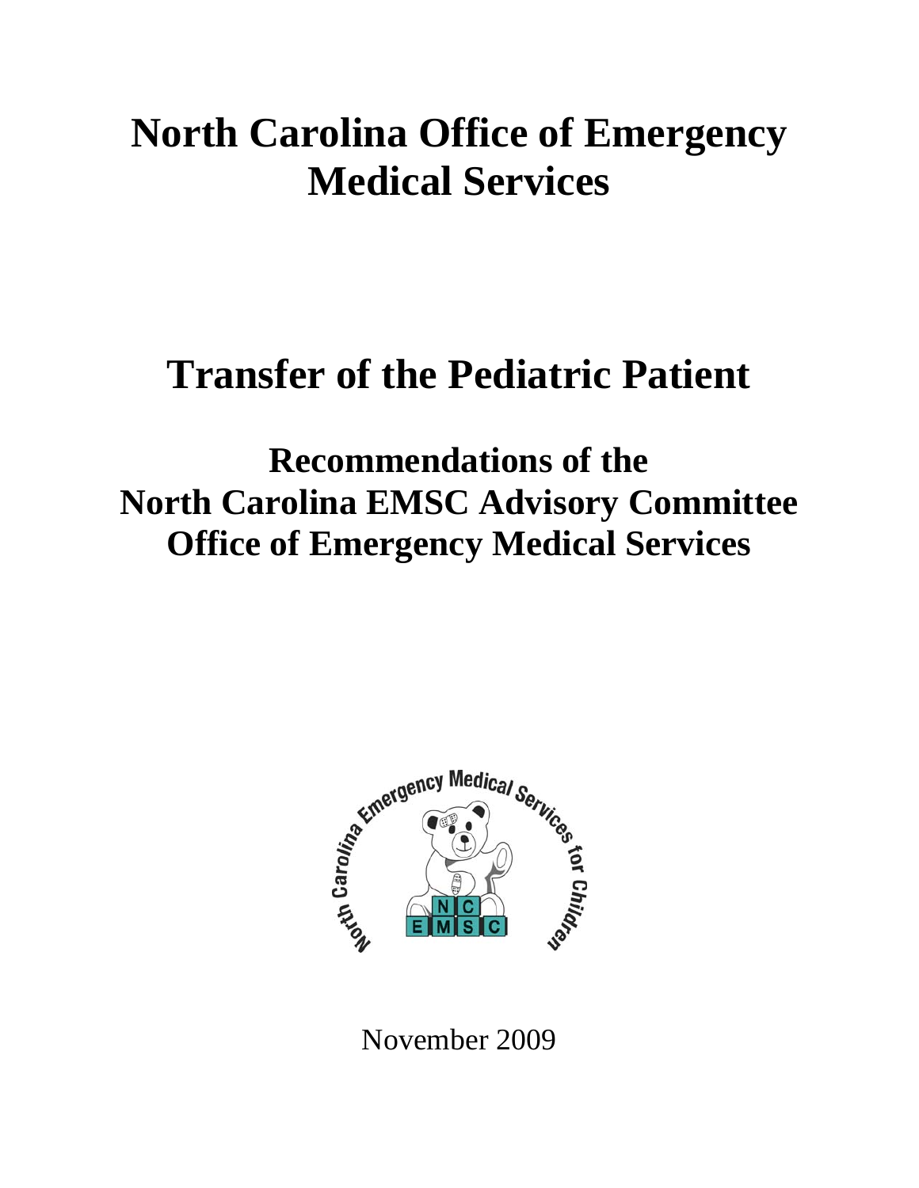# North Carolina Office of Emergency Medical Services

# Transfer of the Pediatric Patient

## Recommendations of the North Carolina EMSC Advisory Committee Office of Emergency Medical Services

November 2009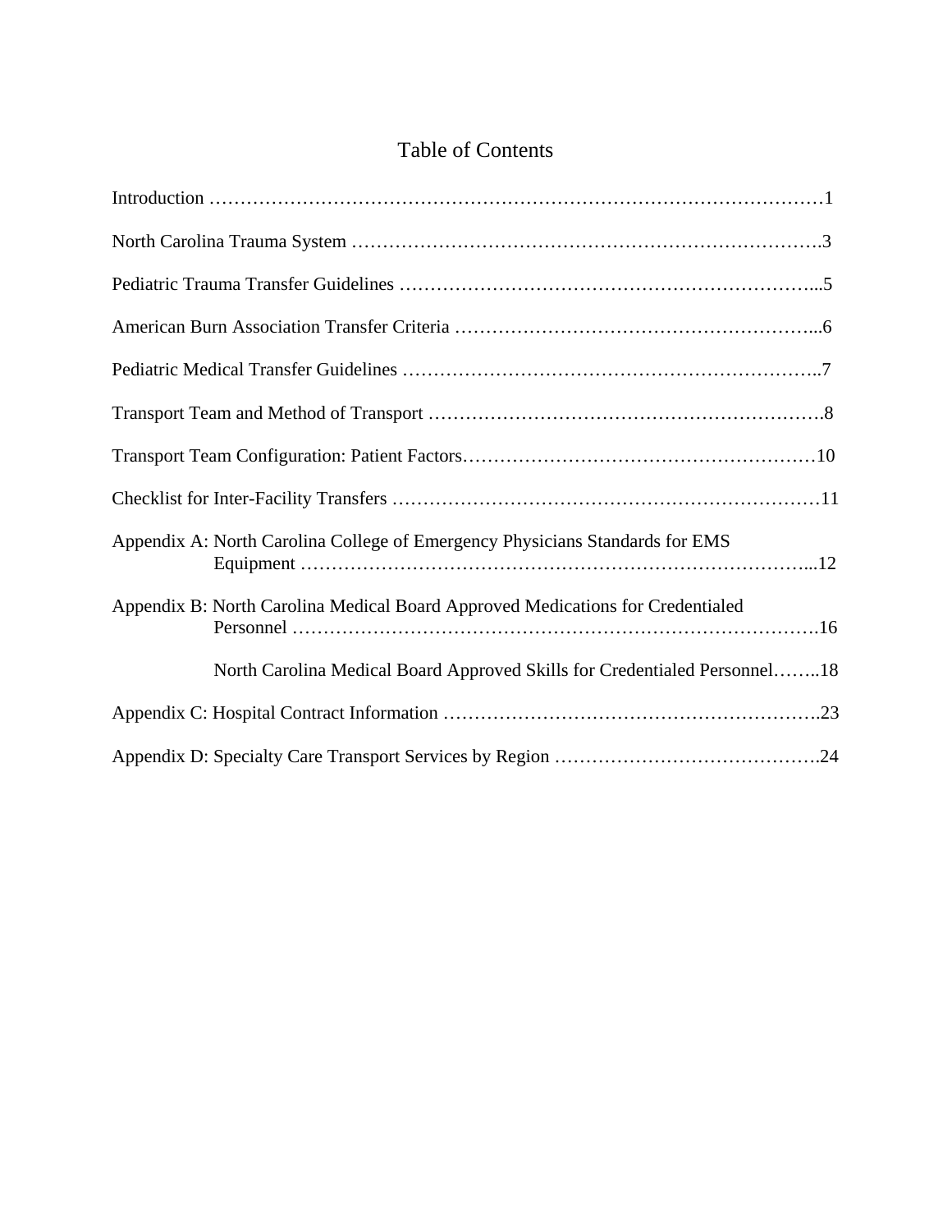# Table of Contents

Introduction ……………………………………………………………………………………1

North Carolina Trauma System ……………………………………………………………….3

Pediatric Trauma Transfer Guidelines ………………………………………………………...5

American Burn Association Transfer Criteria …………………………………………………...6

Pediatric Medical Transfer Guidelines ………………………………………………………..7

Transport Team and Method of Transport …………………………………………………….8

Transport Team Configuration: Patient Factors…………………………………………………10

Checklist for Inter-Facility Transfers ……………………………………………………………11

Appendix A: North Carolina College of Emergency Physicians Standards for EMS Equipment ……………………………………………………………………………...12

Appendix B: North Carolina Medical Board Approved Medications for Credentialed Personnel ……………………………………………………………………………….16

North Carolina Medical Board Approved Skills for Credentialed Personnel……..18

Appendix C: Hospital Contract Information ………………………………………………….23

Appendix D: Specialty Care Transport Services by Region …………………………………….24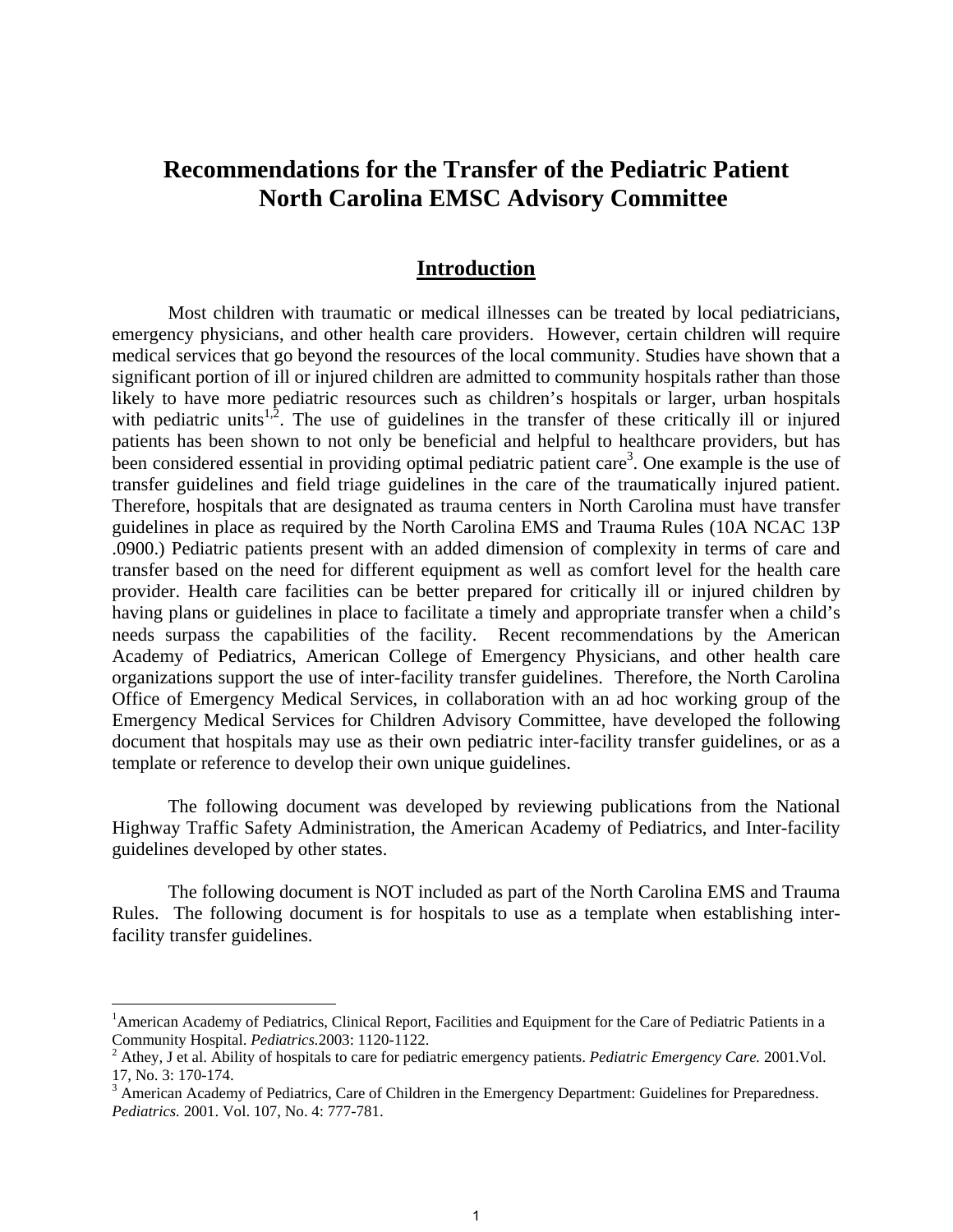# Recommendations for the Transfer of the Pediatric Patient North Carolina EMSC Advisory Committee

## Introduction

Most children with traumatic or medical illnesses can be treated by local pediatricians, emergency physicians, and other health care providers. However, certain children will require medical services that go beyond the resources of the local community. Studies have shown that a significant portion of ill or injured children are admitted to community hospitals rather than those likely to have more pediatric resources such as children's hospitals or larger, urban hospitals with pediatric units[1,2]. The use of guidelines in the transfer of these critically ill or injured patients has been shown to not only be beneficial and helpful to healthcare providers, but has been considered essential in providing optimal pediatric patient care[3]. One example is the use of transfer guidelines and field triage guidelines in the care of the traumatically injured patient. Therefore, hospitals that are designated as trauma centers in North Carolina must have transfer guidelines in place as required by the North Carolina EMS and Trauma Rules (10A NCAC 13P .0900.) Pediatric patients present with an added dimension of complexity in terms of care and transfer based on the need for different equipment as well as comfort level for the health care provider. Health care facilities can be better prepared for critically ill or injured children by having plans or guidelines in place to facilitate a timely and appropriate transfer when a child's needs surpass the capabilities of the facility. Recent recommendations by the American Academy of Pediatrics, American College of Emergency Physicians, and other health care organizations support the use of inter-facility transfer guidelines. Therefore, the North Carolina Office of Emergency Medical Services, in collaboration with an ad hoc working group of the Emergency Medical Services for Children Advisory Committee, have developed the following document that hospitals may use as their own pediatric inter-facility transfer guidelines, or as a template or reference to develop their own unique guidelines.

The following document was developed by reviewing publications from the National Highway Traffic Safety Administration, the American Academy of Pediatrics, and Inter-facility guidelines developed by other states.

The following document is NOT included as part of the North Carolina EMS and Trauma Rules. The following document is for hospitals to use as a template when establishing inter-facility transfer guidelines.

---

[1] American Academy of Pediatrics, Clinical Report, Facilities and Equipment for the Care of Pediatric Patients in a Community Hospital. *Pediatrics.*2003: 1120-1122.

[2] Athey, J et al. Ability of hospitals to care for pediatric emergency patients. *Pediatric Emergency Care.* 2001.Vol. 17, No. 3: 170-174.

[3] American Academy of Pediatrics, Care of Children in the Emergency Department: Guidelines for Preparedness. *Pediatrics.* 2001. Vol. 107, No. 4: 777-781.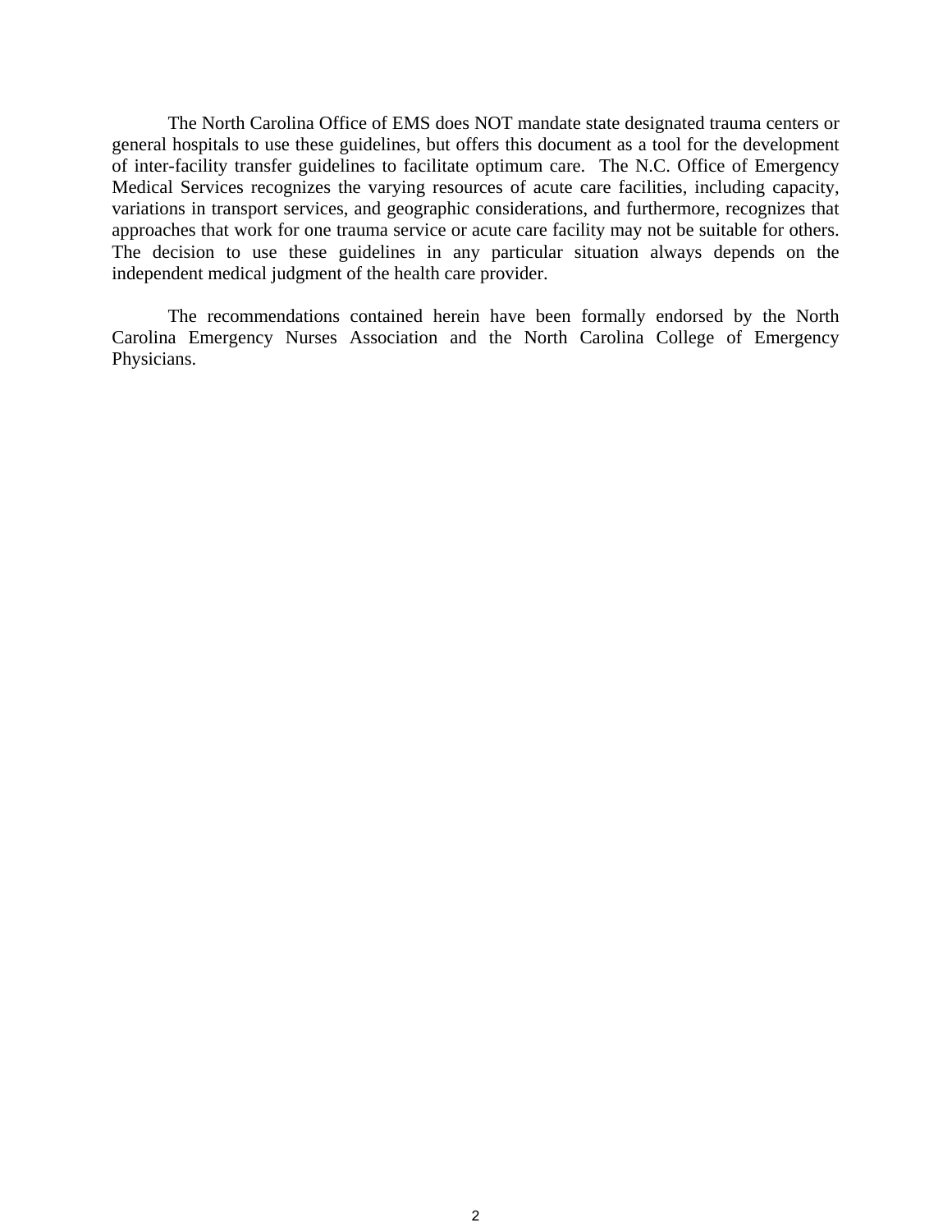The North Carolina Office of EMS does NOT mandate state designated trauma centers or general hospitals to use these guidelines, but offers this document as a tool for the development of inter-facility transfer guidelines to facilitate optimum care. The N.C. Office of Emergency Medical Services recognizes the varying resources of acute care facilities, including capacity, variations in transport services, and geographic considerations, and furthermore, recognizes that approaches that work for one trauma service or acute care facility may not be suitable for others. The decision to use these guidelines in any particular situation always depends on the independent medical judgment of the health care provider.

The recommendations contained herein have been formally endorsed by the North Carolina Emergency Nurses Association and the North Carolina College of Emergency Physicians.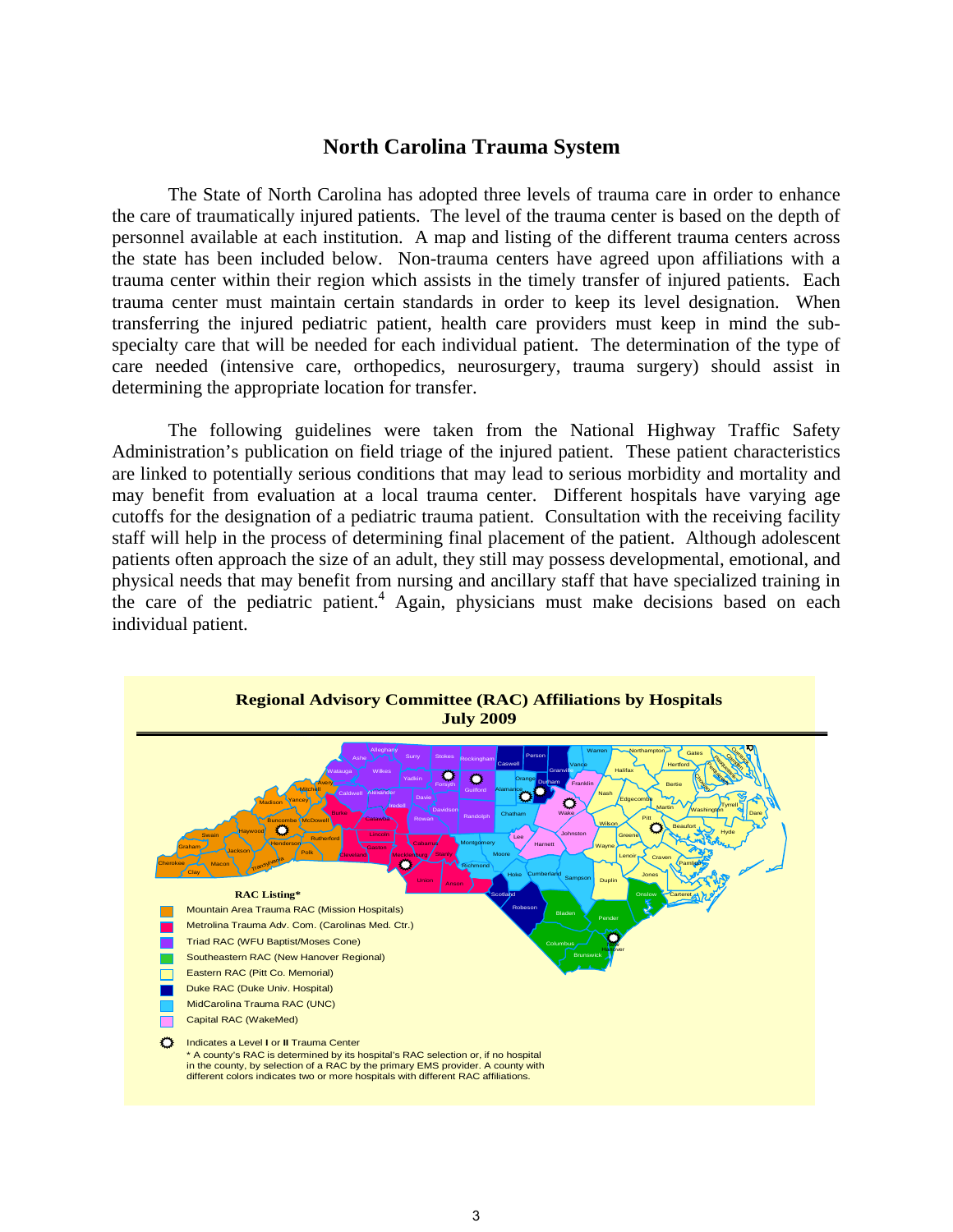## North Carolina Trauma System

The State of North Carolina has adopted three levels of trauma care in order to enhance the care of traumatically injured patients. The level of the trauma center is based on the depth of personnel available at each institution. A map and listing of the different trauma centers across the state has been included below. Non-trauma centers have agreed upon affiliations with a trauma center within their region which assists in the timely transfer of injured patients. Each trauma center must maintain certain standards in order to keep its level designation. When transferring the injured pediatric patient, health care providers must keep in mind the sub-specialty care that will be needed for each individual patient. The determination of the type of care needed (intensive care, orthopedics, neurosurgery, trauma surgery) should assist in determining the appropriate location for transfer.

The following guidelines were taken from the National Highway Traffic Safety Administration's publication on field triage of the injured patient. These patient characteristics are linked to potentially serious conditions that may lead to serious morbidity and mortality and may benefit from evaluation at a local trauma center. Different hospitals have varying age cutoffs for the designation of a pediatric trauma patient. Consultation with the receiving facility staff will help in the process of determining final placement of the patient. Although adolescent patients often approach the size of an adult, they still may possess developmental, emotional, and physical needs that may benefit from nursing and ancillary staff that have specialized training in the care of the pediatric patient.[4] Again, physicians must make decisions based on each individual patient.

**Regional Advisory Committee (RAC) Affiliations by Hospitals**
**July 2009**

Alleghany, Ashe, Surry, Stokes, Rockingham, Caswell, Person, Granville, Vance, Warren, Northampton, Gates, Currituck, Camden, Pasquotank, Perquimans, Chowan, Hertford, Bertie, Halifax, Watauga, Wilkes, Yadkin, Forsyth, Guilford, Alamance, Orange, Durham, Franklin, Nash, Edgecombe, Martin, Washington, Tyrrell, Dare, Avery, Mitchell, Yancey, Madison, Caldwell, Alexander, Davie, Iredell, Davidson, Randolph, Chatham, Wake, Wilson, Pitt, Beaufort, Hyde, Burke, Catawba, Rowan, McDowell, Buncombe, Haywood, Swain, Graham, Jackson, Henderson, Rutherford, Lincoln, Cabarrus, Montgomery, Moore, Lee, Harnett, Johnston, Greene, Wayne, Lenoir, Craven, Pamlico, Jones, Cherokee, Macon, Clay, Transylvania, Polk, Cleveland, Gaston, Mecklenburg, Stanly, Richmond, Union, Anson, Scotland, Hoke, Cumberland, Sampson, Duplin, Onslow, Carteret, Robeson, Bladen, Pender, Columbus, Brunswick, New Hanover

**RAC Listing***

- Mountain Area Trauma RAC (Mission Hospitals)
- Metrolina Trauma Adv. Com. (Carolinas Med. Ctr.)
- Triad RAC (WFU Baptist/Moses Cone)
- Southeastern RAC (New Hanover Regional)
- Eastern RAC (Pitt Co. Memorial)
- Duke RAC (Duke Univ. Hospital)
- MidCarolina Trauma RAC (UNC)
- Capital RAC (WakeMed)

Indicates a Level **I** or **II** Trauma Center

\* A county's RAC is determined by its hospital's RAC selection or, if no hospital in the county, by selection of a RAC by the primary EMS provider. A county with different colors indicates two or more hospitals with different RAC affiliations.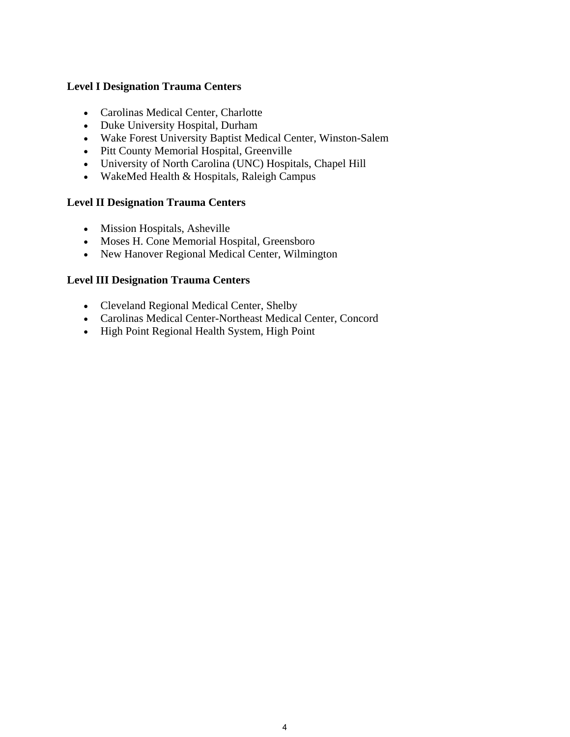**Level I Designation Trauma Centers**

- Carolinas Medical Center, Charlotte
- Duke University Hospital, Durham
- Wake Forest University Baptist Medical Center, Winston-Salem
- Pitt County Memorial Hospital, Greenville
- University of North Carolina (UNC) Hospitals, Chapel Hill
- WakeMed Health & Hospitals, Raleigh Campus

**Level II Designation Trauma Centers**

- Mission Hospitals, Asheville
- Moses H. Cone Memorial Hospital, Greensboro
- New Hanover Regional Medical Center, Wilmington

**Level III Designation Trauma Centers**

- Cleveland Regional Medical Center, Shelby
- Carolinas Medical Center-Northeast Medical Center, Concord
- High Point Regional Health System, High Point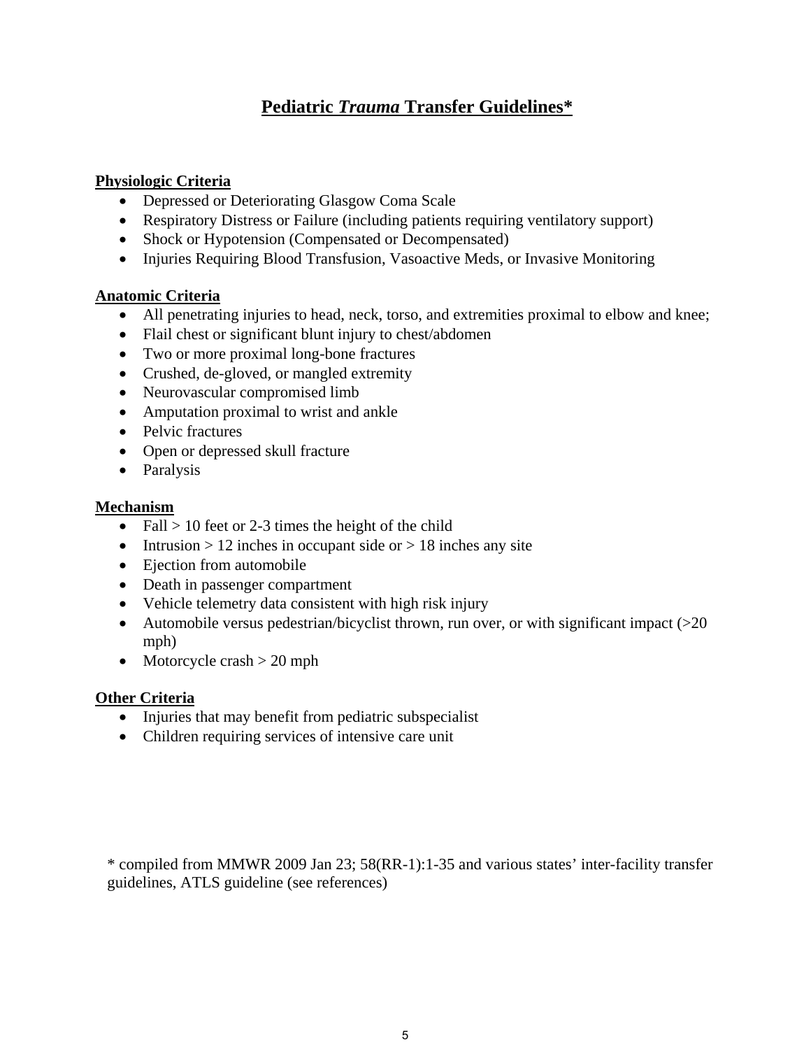# **Pediatric *Trauma* Transfer Guidelines***

**Physiologic Criteria**

- Depressed or Deteriorating Glasgow Coma Scale
- Respiratory Distress or Failure (including patients requiring ventilatory support)
- Shock or Hypotension (Compensated or Decompensated)
- Injuries Requiring Blood Transfusion, Vasoactive Meds, or Invasive Monitoring

**Anatomic Criteria**

- All penetrating injuries to head, neck, torso, and extremities proximal to elbow and knee;
- Flail chest or significant blunt injury to chest/abdomen
- Two or more proximal long-bone fractures
- Crushed, de-gloved, or mangled extremity
- Neurovascular compromised limb
- Amputation proximal to wrist and ankle
- Pelvic fractures
- Open or depressed skull fracture
- Paralysis

**Mechanism**

- Fall > 10 feet or 2-3 times the height of the child
- Intrusion > 12 inches in occupant side or > 18 inches any site
- Ejection from automobile
- Death in passenger compartment
- Vehicle telemetry data consistent with high risk injury
- Automobile versus pedestrian/bicyclist thrown, run over, or with significant impact (>20 mph)
- Motorcycle crash > 20 mph

**Other Criteria**

- Injuries that may benefit from pediatric subspecialist
- Children requiring services of intensive care unit

* compiled from MMWR 2009 Jan 23; 58(RR-1):1-35 and various states' inter-facility transfer guidelines, ATLS guideline (see references)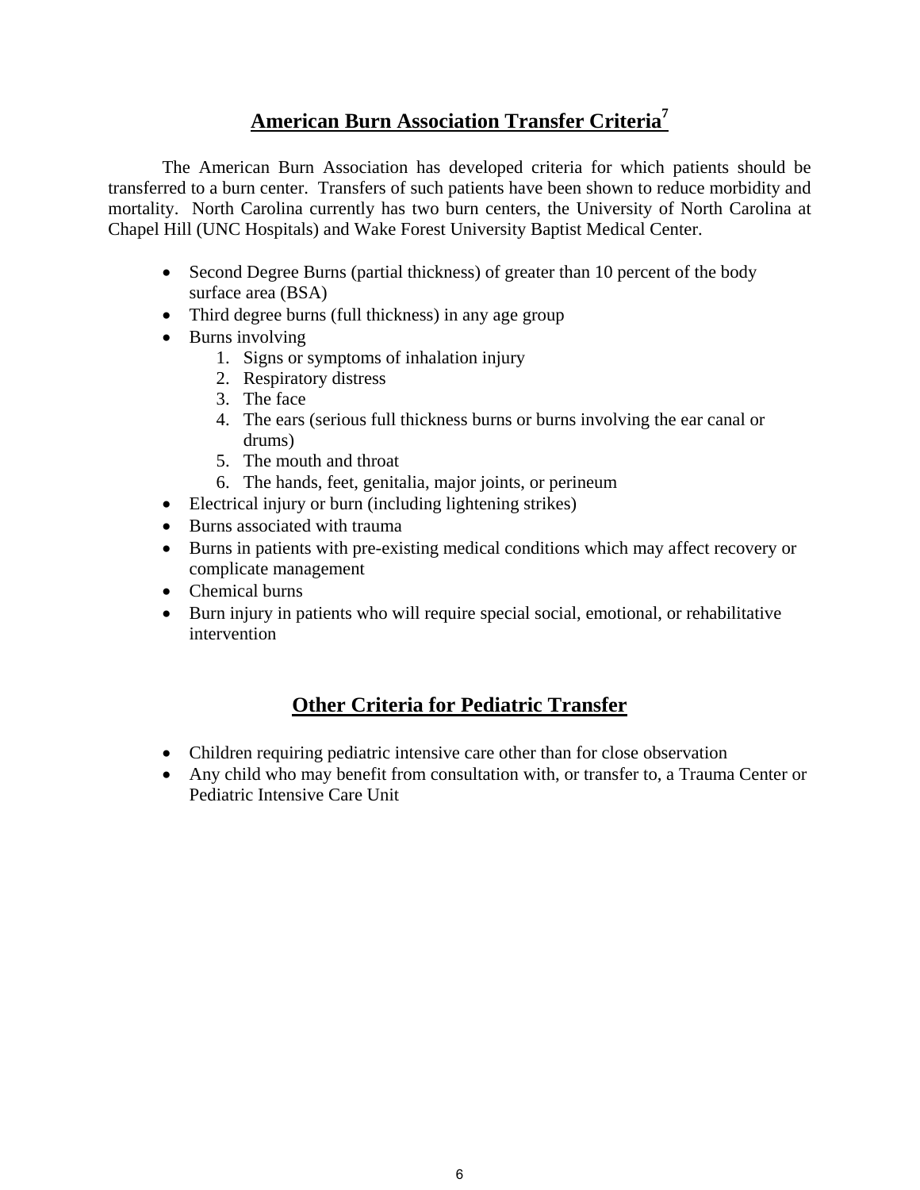## American Burn Association Transfer Criteria[7]

The American Burn Association has developed criteria for which patients should be transferred to a burn center. Transfers of such patients have been shown to reduce morbidity and mortality. North Carolina currently has two burn centers, the University of North Carolina at Chapel Hill (UNC Hospitals) and Wake Forest University Baptist Medical Center.

- Second Degree Burns (partial thickness) of greater than 10 percent of the body surface area (BSA)
- Third degree burns (full thickness) in any age group
- Burns involving
    1. Signs or symptoms of inhalation injury
    2. Respiratory distress
    3. The face
    4. The ears (serious full thickness burns or burns involving the ear canal or drums)
    5. The mouth and throat
    6. The hands, feet, genitalia, major joints, or perineum
- Electrical injury or burn (including lightening strikes)
- Burns associated with trauma
- Burns in patients with pre-existing medical conditions which may affect recovery or complicate management
- Chemical burns
- Burn injury in patients who will require special social, emotional, or rehabilitative intervention

## Other Criteria for Pediatric Transfer

- Children requiring pediatric intensive care other than for close observation
- Any child who may benefit from consultation with, or transfer to, a Trauma Center or Pediatric Intensive Care Unit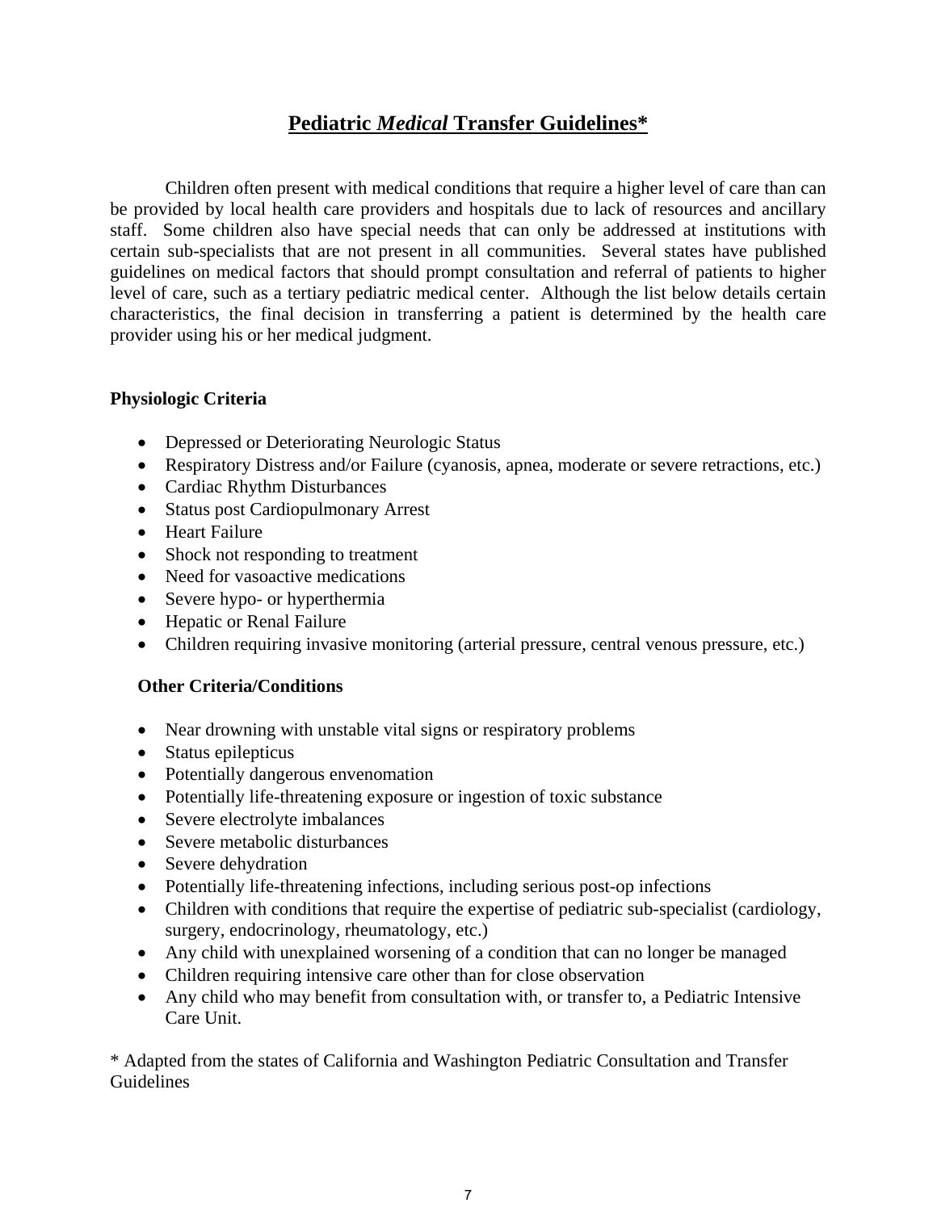## Pediatric *Medical* Transfer Guidelines*

Children often present with medical conditions that require a higher level of care than can be provided by local health care providers and hospitals due to lack of resources and ancillary staff. Some children also have special needs that can only be addressed at institutions with certain sub-specialists that are not present in all communities. Several states have published guidelines on medical factors that should prompt consultation and referral of patients to higher level of care, such as a tertiary pediatric medical center. Although the list below details certain characteristics, the final decision in transferring a patient is determined by the health care provider using his or her medical judgment.

**Physiologic Criteria**

- Depressed or Deteriorating Neurologic Status
- Respiratory Distress and/or Failure (cyanosis, apnea, moderate or severe retractions, etc.)
- Cardiac Rhythm Disturbances
- Status post Cardiopulmonary Arrest
- Heart Failure
- Shock not responding to treatment
- Need for vasoactive medications
- Severe hypo- or hyperthermia
- Hepatic or Renal Failure
- Children requiring invasive monitoring (arterial pressure, central venous pressure, etc.)

**Other Criteria/Conditions**

- Near drowning with unstable vital signs or respiratory problems
- Status epilepticus
- Potentially dangerous envenomation
- Potentially life-threatening exposure or ingestion of toxic substance
- Severe electrolyte imbalances
- Severe metabolic disturbances
- Severe dehydration
- Potentially life-threatening infections, including serious post-op infections
- Children with conditions that require the expertise of pediatric sub-specialist (cardiology, surgery, endocrinology, rheumatology, etc.)
- Any child with unexplained worsening of a condition that can no longer be managed
- Children requiring intensive care other than for close observation
- Any child who may benefit from consultation with, or transfer to, a Pediatric Intensive Care Unit.

* Adapted from the states of California and Washington Pediatric Consultation and Transfer Guidelines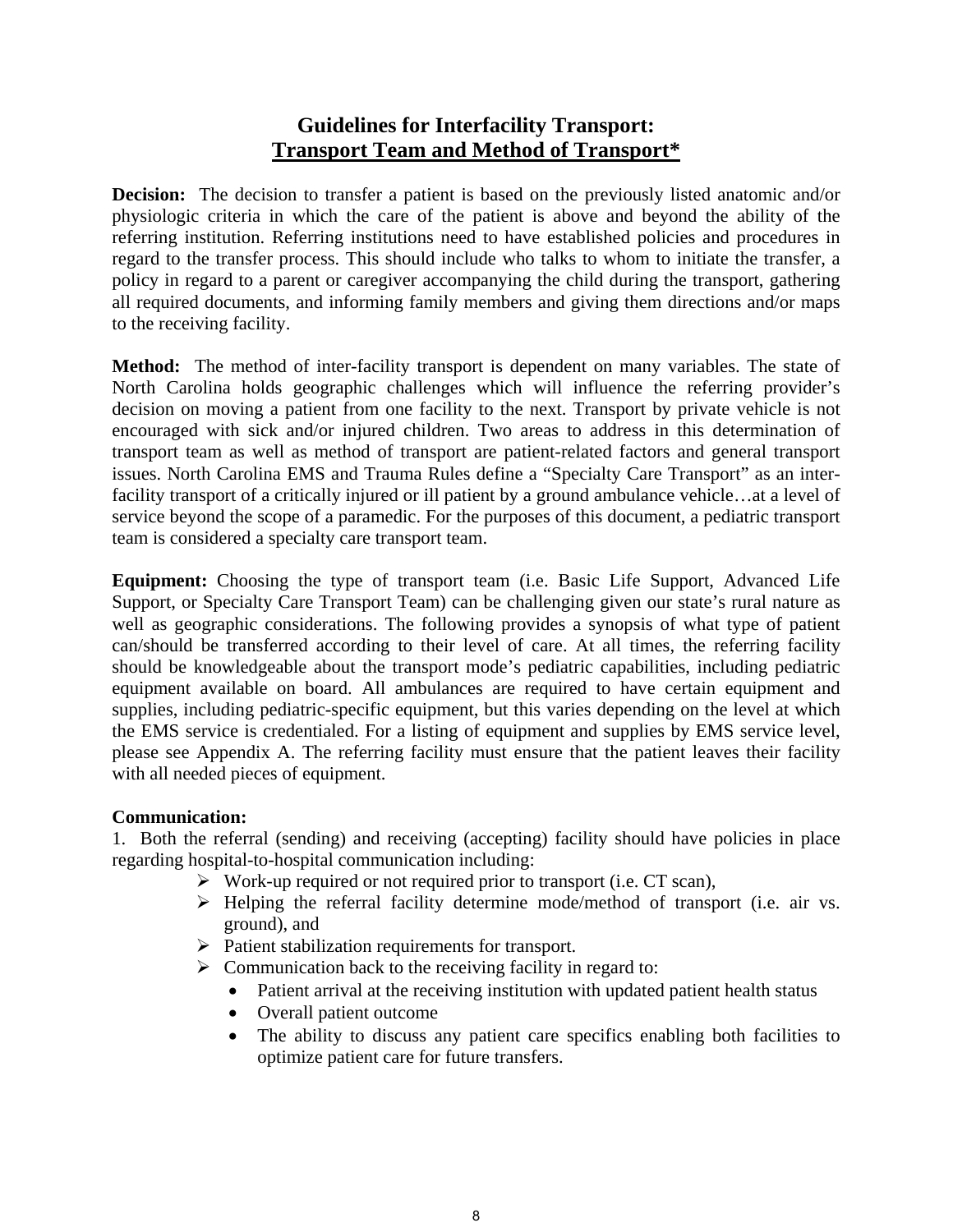# Guidelines for Interfacility Transport: Transport Team and Method of Transport*

**Decision:** The decision to transfer a patient is based on the previously listed anatomic and/or physiologic criteria in which the care of the patient is above and beyond the ability of the referring institution. Referring institutions need to have established policies and procedures in regard to the transfer process. This should include who talks to whom to initiate the transfer, a policy in regard to a parent or caregiver accompanying the child during the transport, gathering all required documents, and informing family members and giving them directions and/or maps to the receiving facility.

**Method:** The method of inter-facility transport is dependent on many variables. The state of North Carolina holds geographic challenges which will influence the referring provider's decision on moving a patient from one facility to the next. Transport by private vehicle is not encouraged with sick and/or injured children. Two areas to address in this determination of transport team as well as method of transport are patient-related factors and general transport issues. North Carolina EMS and Trauma Rules define a "Specialty Care Transport" as an inter-facility transport of a critically injured or ill patient by a ground ambulance vehicle…at a level of service beyond the scope of a paramedic. For the purposes of this document, a pediatric transport team is considered a specialty care transport team.

**Equipment:** Choosing the type of transport team (i.e. Basic Life Support, Advanced Life Support, or Specialty Care Transport Team) can be challenging given our state's rural nature as well as geographic considerations. The following provides a synopsis of what type of patient can/should be transferred according to their level of care. At all times, the referring facility should be knowledgeable about the transport mode's pediatric capabilities, including pediatric equipment available on board. All ambulances are required to have certain equipment and supplies, including pediatric-specific equipment, but this varies depending on the level at which the EMS service is credentialed. For a listing of equipment and supplies by EMS service level, please see Appendix A. The referring facility must ensure that the patient leaves their facility with all needed pieces of equipment.

**Communication:**

1. Both the referral (sending) and receiving (accepting) facility should have policies in place regarding hospital-to-hospital communication including:
   - Work-up required or not required prior to transport (i.e. CT scan),
   - Helping the referral facility determine mode/method of transport (i.e. air vs. ground), and
   - Patient stabilization requirements for transport.
   - Communication back to the receiving facility in regard to:
     - Patient arrival at the receiving institution with updated patient health status
     - Overall patient outcome
     - The ability to discuss any patient care specifics enabling both facilities to optimize patient care for future transfers.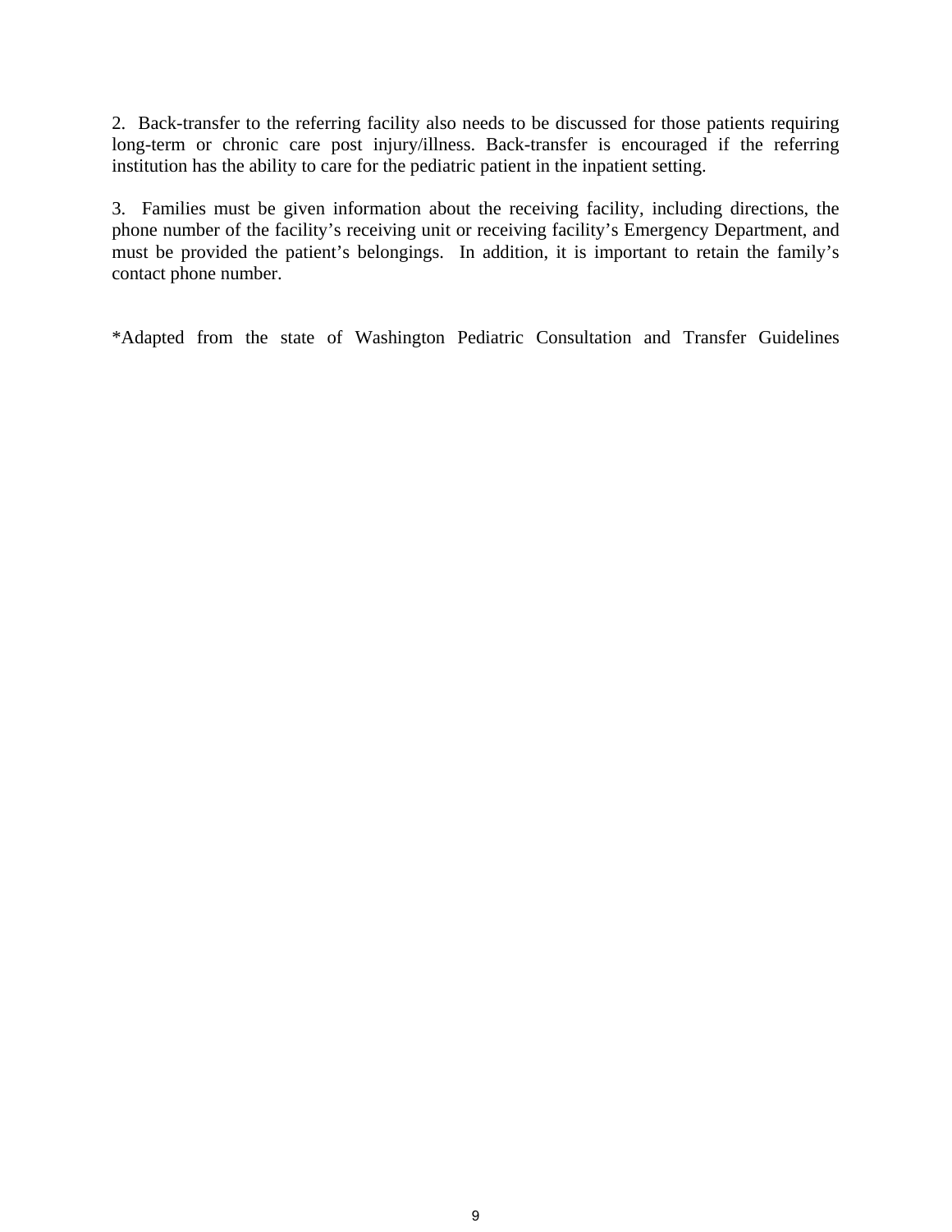2. Back-transfer to the referring facility also needs to be discussed for those patients requiring long-term or chronic care post injury/illness. Back-transfer is encouraged if the referring institution has the ability to care for the pediatric patient in the inpatient setting.

3. Families must be given information about the receiving facility, including directions, the phone number of the facility's receiving unit or receiving facility's Emergency Department, and must be provided the patient's belongings. In addition, it is important to retain the family's contact phone number.

*Adapted from the state of Washington Pediatric Consultation and Transfer Guidelines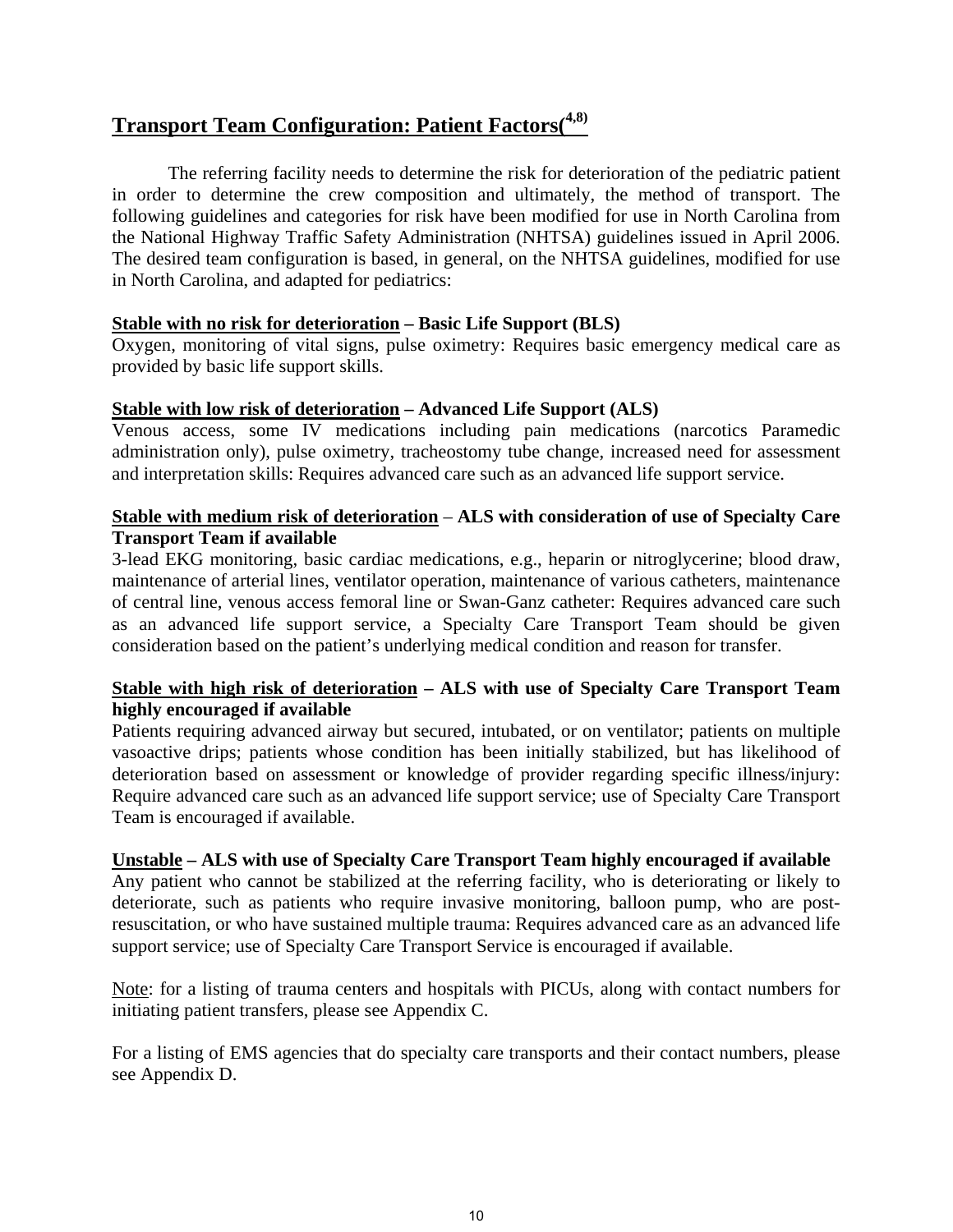## Transport Team Configuration: Patient Factors([4,8])

The referring facility needs to determine the risk for deterioration of the pediatric patient in order to determine the crew composition and ultimately, the method of transport. The following guidelines and categories for risk have been modified for use in North Carolina from the National Highway Traffic Safety Administration (NHTSA) guidelines issued in April 2006. The desired team configuration is based, in general, on the NHTSA guidelines, modified for use in North Carolina, and adapted for pediatrics:

**Stable with no risk for deterioration – Basic Life Support (BLS)**
Oxygen, monitoring of vital signs, pulse oximetry: Requires basic emergency medical care as provided by basic life support skills.

**Stable with low risk of deterioration – Advanced Life Support (ALS)**
Venous access, some IV medications including pain medications (narcotics Paramedic administration only), pulse oximetry, tracheostomy tube change, increased need for assessment and interpretation skills: Requires advanced care such as an advanced life support service.

**Stable with medium risk of deterioration – ALS with consideration of use of Specialty Care Transport Team if available**
3-lead EKG monitoring, basic cardiac medications, e.g., heparin or nitroglycerine; blood draw, maintenance of arterial lines, ventilator operation, maintenance of various catheters, maintenance of central line, venous access femoral line or Swan-Ganz catheter: Requires advanced care such as an advanced life support service, a Specialty Care Transport Team should be given consideration based on the patient's underlying medical condition and reason for transfer.

**Stable with high risk of deterioration – ALS with use of Specialty Care Transport Team highly encouraged if available**
Patients requiring advanced airway but secured, intubated, or on ventilator; patients on multiple vasoactive drips; patients whose condition has been initially stabilized, but has likelihood of deterioration based on assessment or knowledge of provider regarding specific illness/injury: Require advanced care such as an advanced life support service; use of Specialty Care Transport Team is encouraged if available.

**Unstable – ALS with use of Specialty Care Transport Team highly encouraged if available**
Any patient who cannot be stabilized at the referring facility, who is deteriorating or likely to deteriorate, such as patients who require invasive monitoring, balloon pump, who are post-resuscitation, or who have sustained multiple trauma: Requires advanced care as an advanced life support service; use of Specialty Care Transport Service is encouraged if available.

Note: for a listing of trauma centers and hospitals with PICUs, along with contact numbers for initiating patient transfers, please see Appendix C.

For a listing of EMS agencies that do specialty care transports and their contact numbers, please see Appendix D.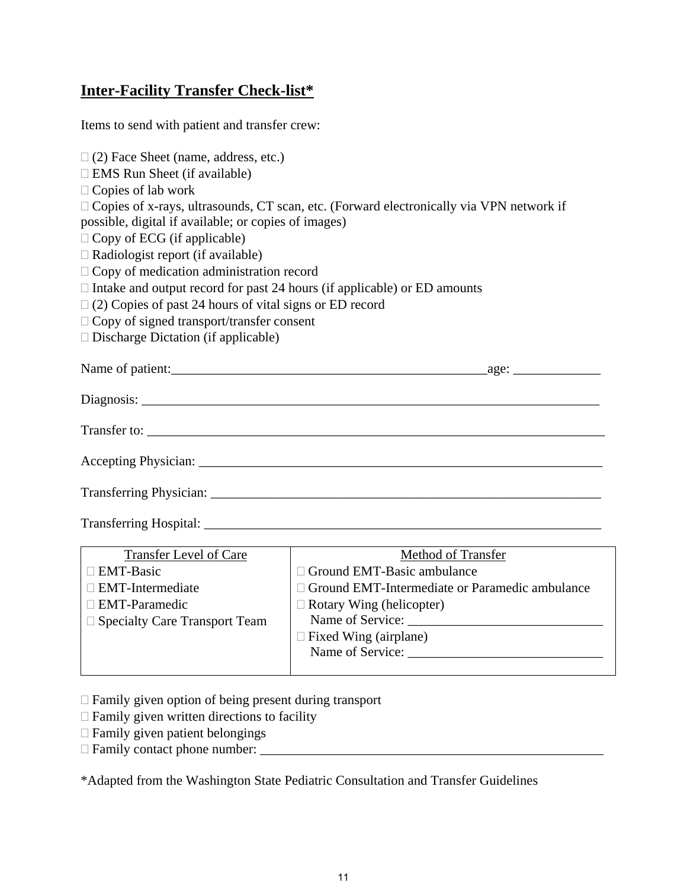## **Inter-Facility Transfer Check-list***

Items to send with patient and transfer crew:

- □ (2) Face Sheet (name, address, etc.)
- □ EMS Run Sheet (if available)
- □ Copies of lab work
- □ Copies of x-rays, ultrasounds, CT scan, etc. (Forward electronically via VPN network if possible, digital if available; or copies of images)
- □ Copy of ECG (if applicable)
- □ Radiologist report (if available)
- □ Copy of medication administration record
- □ Intake and output record for past 24 hours (if applicable) or ED amounts
- □ (2) Copies of past 24 hours of vital signs or ED record
- □ Copy of signed transport/transfer consent
- □ Discharge Dictation (if applicable)

Name of patient:_________________________________________________age: _____________

Diagnosis: ______________________________________________________________________

Transfer to: ______________________________________________________________________

Accepting Physician: ______________________________________________________________

Transferring Physician: ____________________________________________________________

Transferring Hospital: _____________________________________________________________

| Transfer Level of Care | Method of Transfer |
|---|---|
| □ EMT-Basic | □ Ground EMT-Basic ambulance |
| □ EMT-Intermediate | □ Ground EMT-Intermediate or Paramedic ambulance |
| □ EMT-Paramedic | □ Rotary Wing (helicopter) Name of Service: _____________________________ |
| □ Specialty Care Transport Team | □ Fixed Wing (airplane) Name of Service: _____________________________ |

- □ Family given option of being present during transport
- □ Family given written directions to facility
- □ Family given patient belongings
- □ Family contact phone number: _____________________________________________________

*Adapted from the Washington State Pediatric Consultation and Transfer Guidelines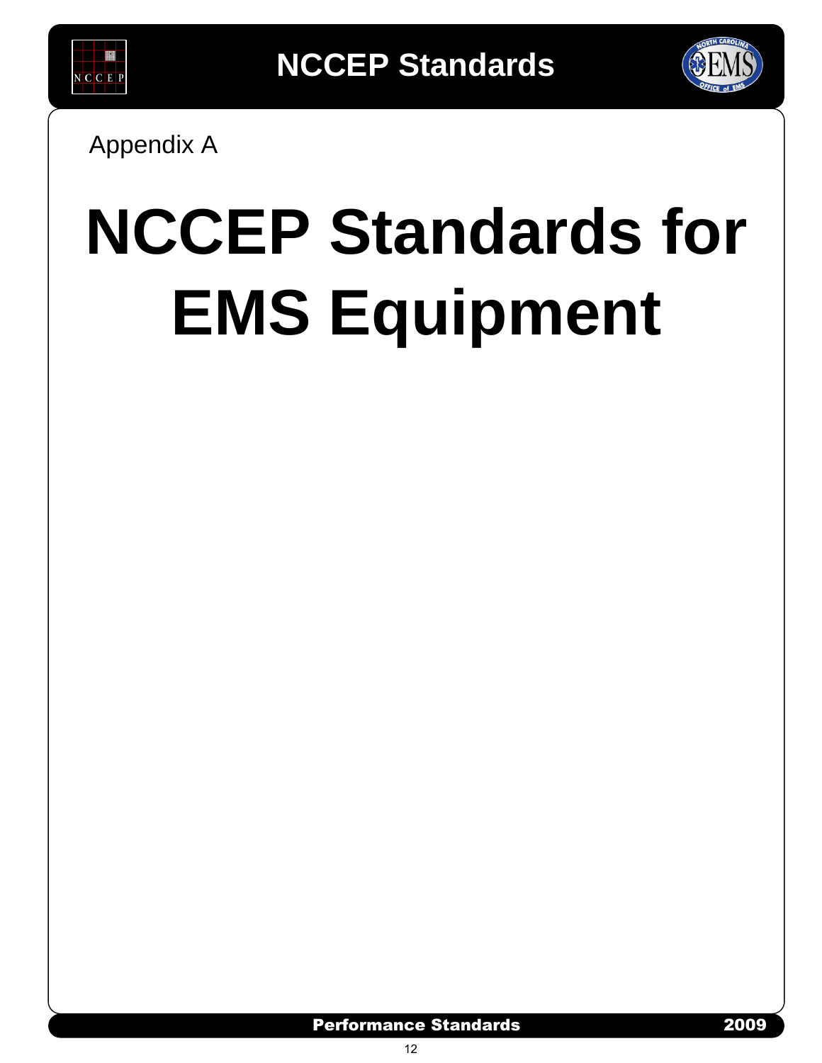Appendix A

# NCCEP Standards for EMS Equipment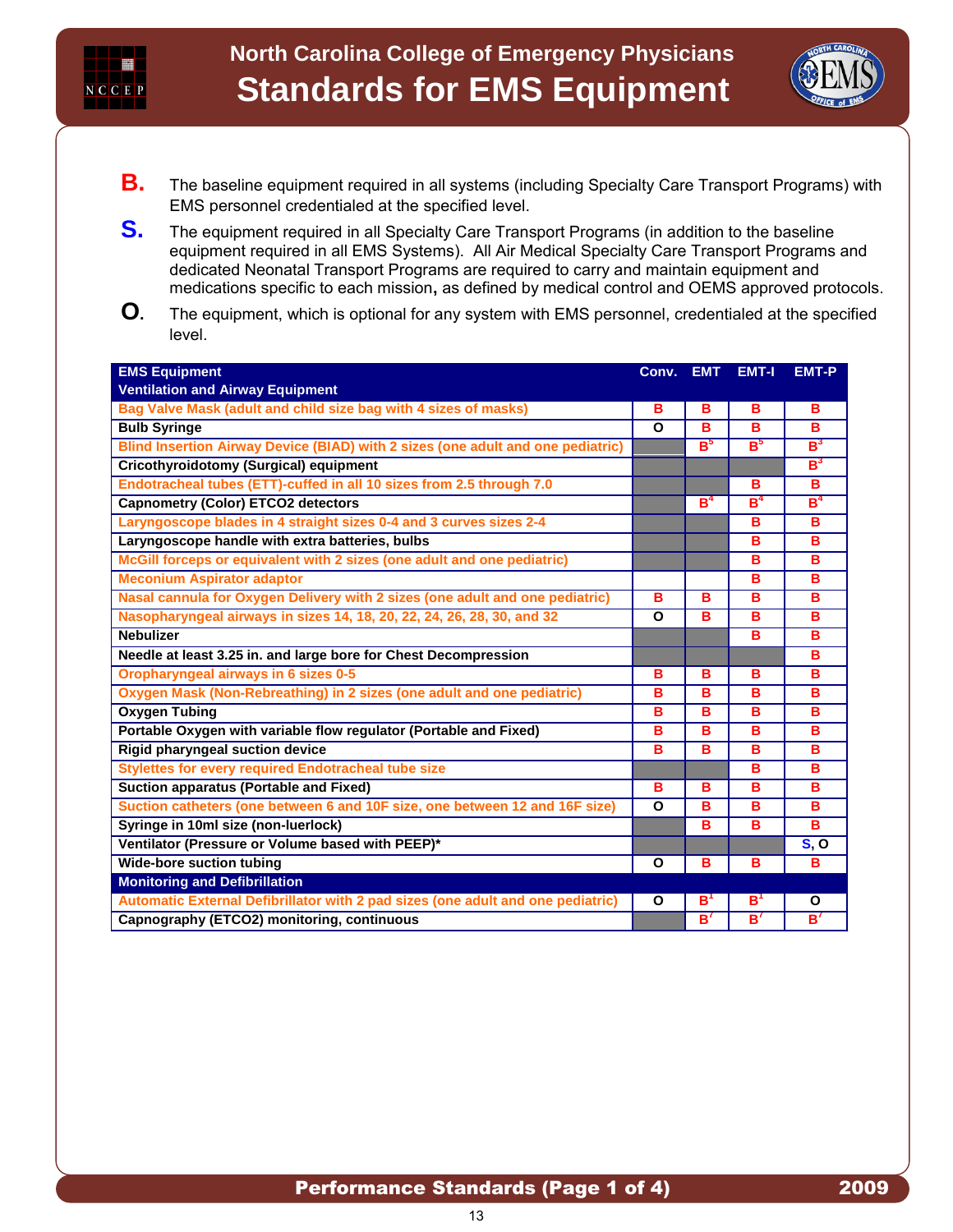# North Carolina College of Emergency Physicians

# Standards for EMS Equipment

**B.** The baseline equipment required in all systems (including Specialty Care Transport Programs) with EMS personnel credentialed at the specified level.

**S.** The equipment required in all Specialty Care Transport Programs (in addition to the baseline equipment required in all EMS Systems). All Air Medical Specialty Care Transport Programs and dedicated Neonatal Transport Programs are required to carry and maintain equipment and medications specific to each mission**,** as defined by medical control and OEMS approved protocols.

**O.** The equipment, which is optional for any system with EMS personnel, credentialed at the specified level.

| EMS Equipment | Conv. | EMT | EMT-I | EMT-P |
|---|---|---|---|---|
| **Ventilation and Airway Equipment** | | | | |
| Bag Valve Mask (adult and child size bag with 4 sizes of masks) | B | B | B | B |
| Bulb Syringe | O | B | B | B |
| Blind Insertion Airway Device (BIAD) with 2 sizes (one adult and one pediatric) | | B[5] | B[5] | B[3] |
| Cricothyroidotomy (Surgical) equipment | | | | B[3] |
| Endotracheal tubes (ETT)-cuffed in all 10 sizes from 2.5 through 7.0 | | | B | B |
| Capnometry (Color) ETCO2 detectors | | B[4] | B[4] | B[4] |
| Laryngoscope blades in 4 straight sizes 0-4 and 3 curves sizes 2-4 | | | B | B |
| Laryngoscope handle with extra batteries, bulbs | | | B | B |
| McGill forceps or equivalent with 2 sizes (one adult and one pediatric) | | | B | B |
| Meconium Aspirator adaptor | | | B | B |
| Nasal cannula for Oxygen Delivery with 2 sizes (one adult and one pediatric) | B | B | B | B |
| Nasopharyngeal airways in sizes 14, 18, 20, 22, 24, 26, 28, 30, and 32 | O | B | B | B |
| Nebulizer | | | B | B |
| Needle at least 3.25 in. and large bore for Chest Decompression | | | | B |
| Oropharyngeal airways in 6 sizes 0-5 | B | B | B | B |
| Oxygen Mask (Non-Rebreathing) in 2 sizes (one adult and one pediatric) | B | B | B | B |
| Oxygen Tubing | B | B | B | B |
| Portable Oxygen with variable flow regulator (Portable and Fixed) | B | B | B | B |
| Rigid pharyngeal suction device | B | B | B | B |
| Stylettes for every required Endotracheal tube size | | | B | B |
| Suction apparatus (Portable and Fixed) | B | B | B | B |
| Suction catheters (one between 6 and 10F size, one between 12 and 16F size) | O | B | B | B |
| Syringe in 10ml size (non-luerlock) | | B | B | B |
| Ventilator (Pressure or Volume based with PEEP)* | | | | S, O |
| Wide-bore suction tubing | O | B | B | B |
| **Monitoring and Defibrillation** | | | | |
| Automatic External Defibrillator with 2 pad sizes (one adult and one pediatric) | O | B[1] | B[1] | O |
| Capnography (ETCO2) monitoring, continuous | | B[7] | B[7] | B[7] |

**Performance Standards (Page 1 of 4)** **2009**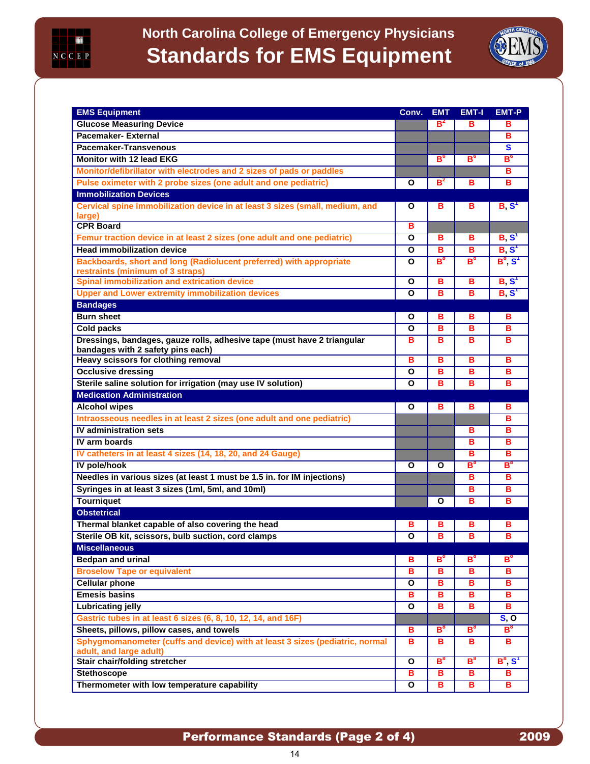# North Carolina College of Emergency Physicians

## Standards for EMS Equipment

| EMS Equipment | Conv. | EMT | EMT-I | EMT-P |
|---|---|---|---|---|
| Glucose Measuring Device | | B[2] | B | B |
| Pacemaker- External | | | | B |
| Pacemaker-Transvenous | | | | S |
| Monitor with 12 lead EKG | | B[6] | B[6] | B[6] |
| Monitor/defibrillator with electrodes and 2 sizes of pads or paddles | | | | B |
| Pulse oximeter with 2 probe sizes (one adult and one pediatric) | O | B[2] | B | B |
| **Immobilization Devices** | | | | |
| Cervical spine immobilization device in at least 3 sizes (small, medium, and large) | O | B | B | B, S[1] |
| CPR Board | B | | | |
| Femur traction device in at least 2 sizes (one adult and one pediatric) | O | B | B | B, S[1] |
| Head immobilization device | O | B | B | B, S[1] |
| Backboards, short and long (Radiolucent preferred) with appropriate restraints (minimum of 3 straps) | O | B[8] | B[8] | B[8], S[1] |
| Spinal immobilization and extrication device | O | B | B | B, S[1] |
| Upper and Lower extremity immobilization devices | O | B | B | B, S[1] |
| **Bandages** | | | | |
| Burn sheet | O | B | B | B |
| Cold packs | O | B | B | B |
| Dressings, bandages, gauze rolls, adhesive tape (must have 2 triangular bandages with 2 safety pins each) | B | B | B | B |
| Heavy scissors for clothing removal | B | B | B | B |
| Occlusive dressing | O | B | B | B |
| Sterile saline solution for irrigation (may use IV solution) | O | B | B | B |
| **Medication Administration** | | | | |
| Alcohol wipes | O | B | B | B |
| Intraosseous needles in at least 2 sizes (one adult and one pediatric) | | | | B |
| IV administration sets | | | B | B |
| IV arm boards | | | B | B |
| IV catheters in at least 4 sizes (14, 18, 20, and 24 Gauge) | | | B | B |
| IV pole/hook | O | O | B[8] | B[8] |
| Needles in various sizes (at least 1 must be 1.5 in. for IM injections) | | | B | B |
| Syringes in at least 3 sizes (1ml, 5ml, and 10ml) | | | B | B |
| Tourniquet | | O | B | B |
| **Obstetrical** | | | | |
| Thermal blanket capable of also covering the head | B | B | B | B |
| Sterile OB kit, scissors, bulb suction, cord clamps | O | B | B | B |
| **Miscellaneous** | | | | |
| Bedpan and urinal | B | B[8] | B[8] | B[8] |
| Broselow Tape or equivalent | B | B | B | B |
| Cellular phone | O | B | B | B |
| Emesis basins | B | B | B | B |
| Lubricating jelly | O | B | B | B |
| Gastric tubes in at least 6 sizes (6, 8, 10, 12, 14, and 16F) | | | | S, O |
| Sheets, pillows, pillow cases, and towels | B | B[8] | B[8] | B[8] |
| Sphygmomanometer (cuffs and device) with at least 3 sizes (pediatric, normal adult, and large adult) | B | B | B | B |
| Stair chair/folding stretcher | O | B[8] | B[8] | B[8], S[1] |
| Stethoscope | B | B | B | B |
| Thermometer with low temperature capability | O | B | B | B |

Performance Standards (Page 2 of 4) 2009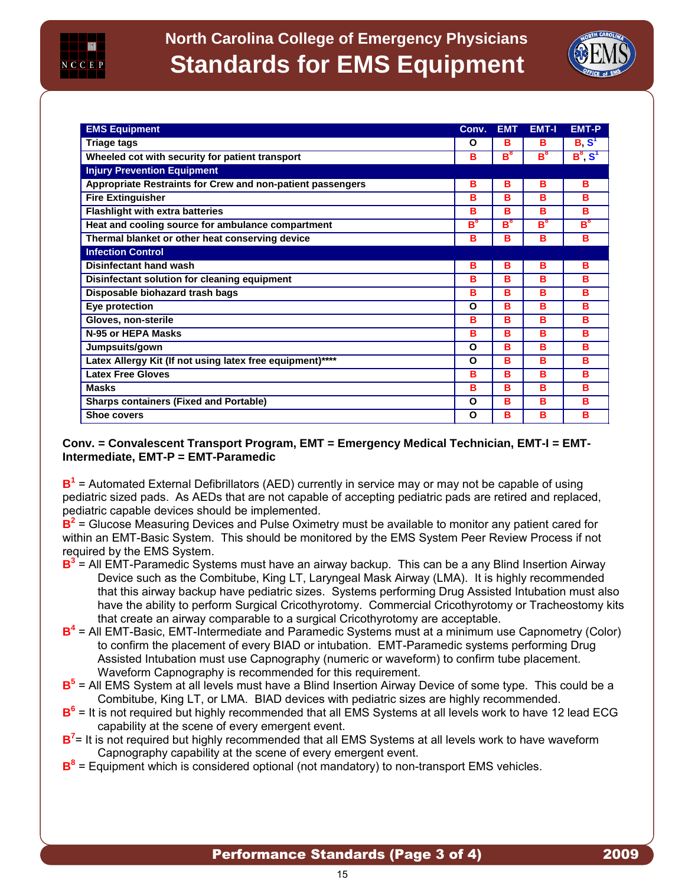# North Carolina College of Emergency Physicians
# Standards for EMS Equipment

| EMS Equipment | Conv. | EMT | EMT-I | EMT-P |
|---|---|---|---|---|
| Triage tags | O | B | B | B, S[1] |
| Wheeled cot with security for patient transport | B | B[8] | B[8] | B[8], S[1] |
| **Injury Prevention Equipment** | | | | |
| Appropriate Restraints for Crew and non-patient passengers | B | B | B | B |
| Fire Extinguisher | B | B | B | B |
| Flashlight with extra batteries | B | B | B | B |
| Heat and cooling source for ambulance compartment | B[8] | B[8] | B[8] | B[8] |
| Thermal blanket or other heat conserving device | B | B | B | B |
| **Infection Control** | | | | |
| Disinfectant hand wash | B | B | B | B |
| Disinfectant solution for cleaning equipment | B | B | B | B |
| Disposable biohazard trash bags | B | B | B | B |
| Eye protection | O | B | B | B |
| Gloves, non-sterile | B | B | B | B |
| N-95 or HEPA Masks | B | B | B | B |
| Jumpsuits/gown | O | B | B | B |
| Latex Allergy Kit (If not using latex free equipment)**** | O | B | B | B |
| Latex Free Gloves | B | B | B | B |
| Masks | B | B | B | B |
| Sharps containers (Fixed and Portable) | O | B | B | B |
| Shoe covers | O | B | B | B |

**Conv. = Convalescent Transport Program, EMT = Emergency Medical Technician, EMT-I = EMT-Intermediate, EMT-P = EMT-Paramedic**

**B[1]** = Automated External Defibrillators (AED) currently in service may or may not be capable of using pediatric sized pads. As AEDs that are not capable of accepting pediatric pads are retired and replaced, pediatric capable devices should be implemented.

**B[2]** = Glucose Measuring Devices and Pulse Oximetry must be available to monitor any patient cared for within an EMT-Basic System. This should be monitored by the EMS System Peer Review Process if not required by the EMS System.

**B[3]** = All EMT-Paramedic Systems must have an airway backup. This can be a any Blind Insertion Airway Device such as the Combitube, King LT, Laryngeal Mask Airway (LMA). It is highly recommended that this airway backup have pediatric sizes. Systems performing Drug Assisted Intubation must also have the ability to perform Surgical Cricothyrotomy. Commercial Cricothyrotomy or Tracheostomy kits that create an airway comparable to a surgical Cricothyrotomy are acceptable.

**B[4]** = All EMT-Basic, EMT-Intermediate and Paramedic Systems must at a minimum use Capnometry (Color) to confirm the placement of every BIAD or intubation. EMT-Paramedic systems performing Drug Assisted Intubation must use Capnography (numeric or waveform) to confirm tube placement. Waveform Capnography is recommended for this requirement.

**B[5]** = All EMS System at all levels must have a Blind Insertion Airway Device of some type. This could be a Combitube, King LT, or LMA. BIAD devices with pediatric sizes are highly recommended.

**B[6]** = It is not required but highly recommended that all EMS Systems at all levels work to have 12 lead ECG capability at the scene of every emergent event.

**B[7]** = It is not required but highly recommended that all EMS Systems at all levels work to have waveform Capnography capability at the scene of every emergent event.

**B[8]** = Equipment which is considered optional (not mandatory) to non-transport EMS vehicles.

Performance Standards (Page 3 of 4) 2009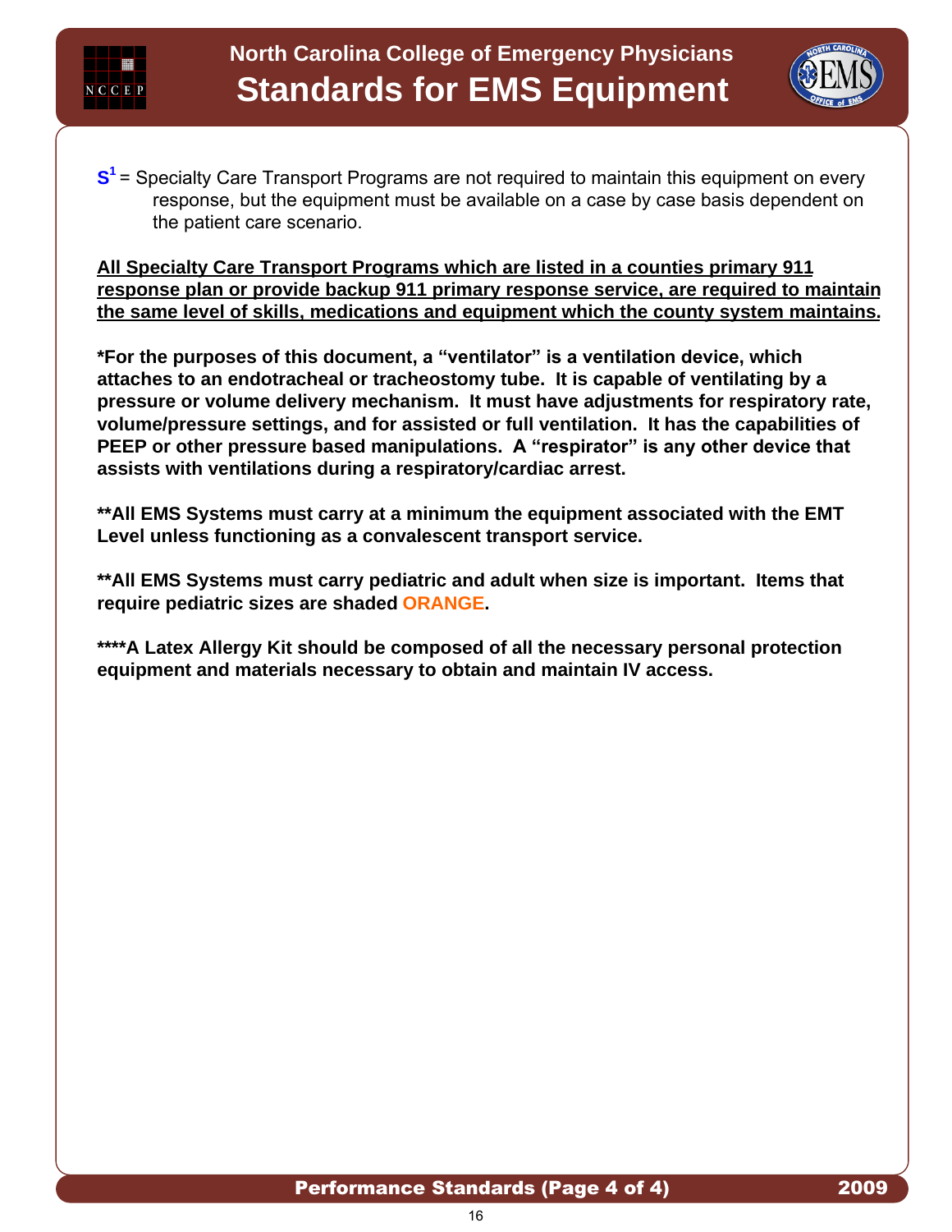**S**[1] = Specialty Care Transport Programs are not required to maintain this equipment on every response, but the equipment must be available on a case by case basis dependent on the patient care scenario.

**All Specialty Care Transport Programs which are listed in a counties primary 911 response plan or provide backup 911 primary response service, are required to maintain the same level of skills, medications and equipment which the county system maintains.**

**\*For the purposes of this document, a "ventilator" is a ventilation device, which attaches to an endotracheal or tracheostomy tube. It is capable of ventilating by a pressure or volume delivery mechanism. It must have adjustments for respiratory rate, volume/pressure settings, and for assisted or full ventilation. It has the capabilities of PEEP or other pressure based manipulations. A "respirator" is any other device that assists with ventilations during a respiratory/cardiac arrest.**

**\*\*All EMS Systems must carry at a minimum the equipment associated with the EMT Level unless functioning as a convalescent transport service.**

**\*\*All EMS Systems must carry pediatric and adult when size is important. Items that require pediatric sizes are shaded ORANGE.**

**\*\*\*\*A Latex Allergy Kit should be composed of all the necessary personal protection equipment and materials necessary to obtain and maintain IV access.**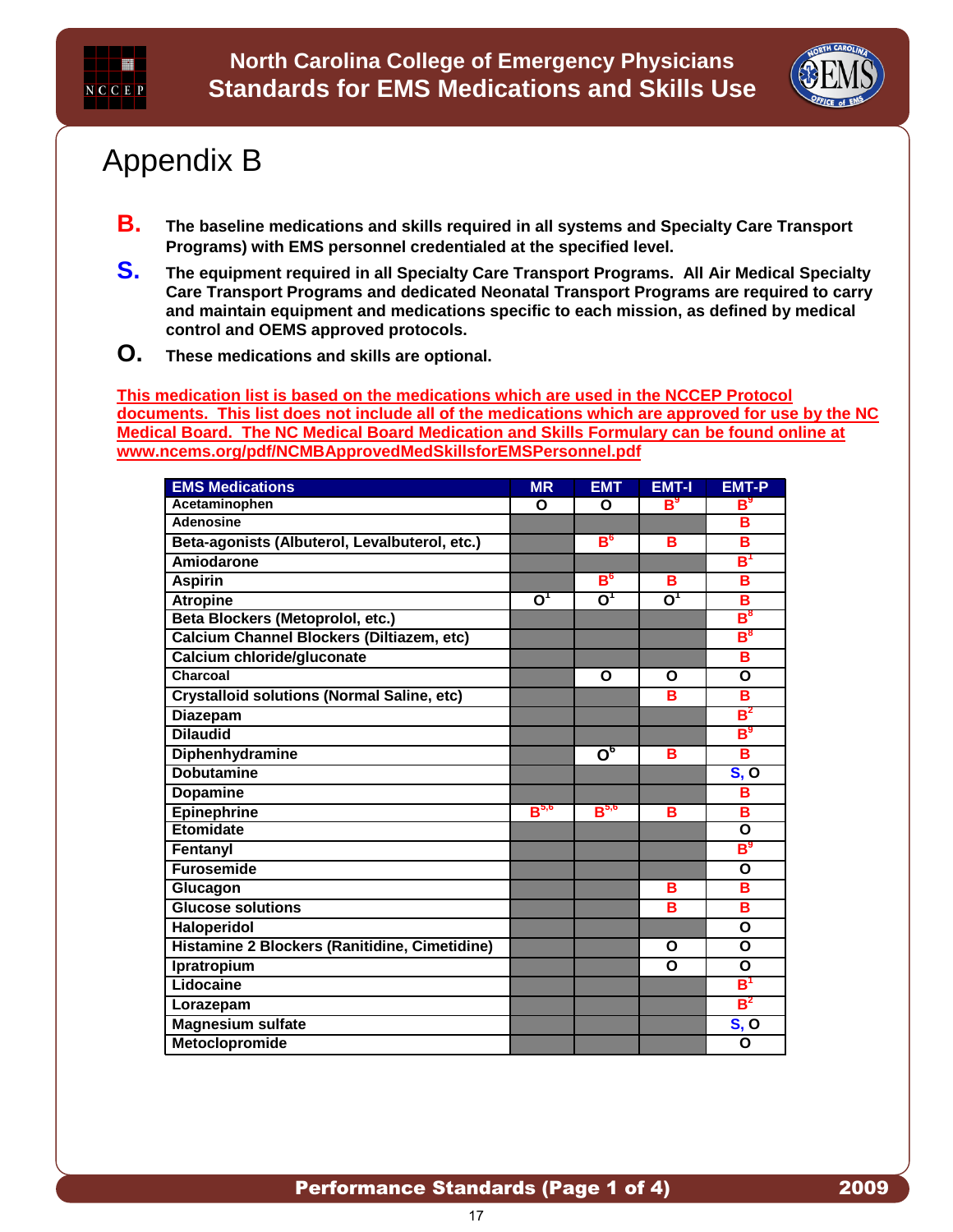# Appendix B

**B.** **The baseline medications and skills required in all systems and Specialty Care Transport Programs) with EMS personnel credentialed at the specified level.**

**S.** **The equipment required in all Specialty Care Transport Programs. All Air Medical Specialty Care Transport Programs and dedicated Neonatal Transport Programs are required to carry and maintain equipment and medications specific to each mission, as defined by medical control and OEMS approved protocols.**

**O.** **These medications and skills are optional.**

**This medication list is based on the medications which are used in the NCCEP Protocol documents. This list does not include all of the medications which are approved for use by the NC Medical Board. The NC Medical Board Medication and Skills Formulary can be found online at www.ncems.org/pdf/NCMBApprovedMedSkillsforEMSPersonnel.pdf**

| EMS Medications | MR | EMT | EMT-I | EMT-P |
|---|---|---|---|---|
| Acetaminophen | O | O | B[9] | B[9] |
| Adenosine | | | | B |
| Beta-agonists (Albuterol, Levalbuterol, etc.) | | B[6] | B | B |
| Amiodarone | | | | B[1] |
| Aspirin | | B[6] | B | B |
| Atropine | O[1] | O[1] | O[1] | B |
| Beta Blockers (Metoprolol, etc.) | | | | B[8] |
| Calcium Channel Blockers (Diltiazem, etc) | | | | B[8] |
| Calcium chloride/gluconate | | | | B |
| Charcoal | | O | O | O |
| Crystalloid solutions (Normal Saline, etc) | | | B | B |
| Diazepam | | | | B[2] |
| Dilaudid | | | | B[9] |
| Diphenhydramine | | O[6] | B | B |
| Dobutamine | | | | S, O |
| Dopamine | | | | B |
| Epinephrine | B[5,6] | B[5,6] | B | B |
| Etomidate | | | | O |
| Fentanyl | | | | B[9] |
| Furosemide | | | | O |
| Glucagon | | | B | B |
| Glucose solutions | | | B | B |
| Haloperidol | | | | O |
| Histamine 2 Blockers (Ranitidine, Cimetidine) | | | O | O |
| Ipratropium | | | O | O |
| Lidocaine | | | | B[1] |
| Lorazepam | | | | B[2] |
| Magnesium sulfate | | | | S, O |
| Metoclopromide | | | | O |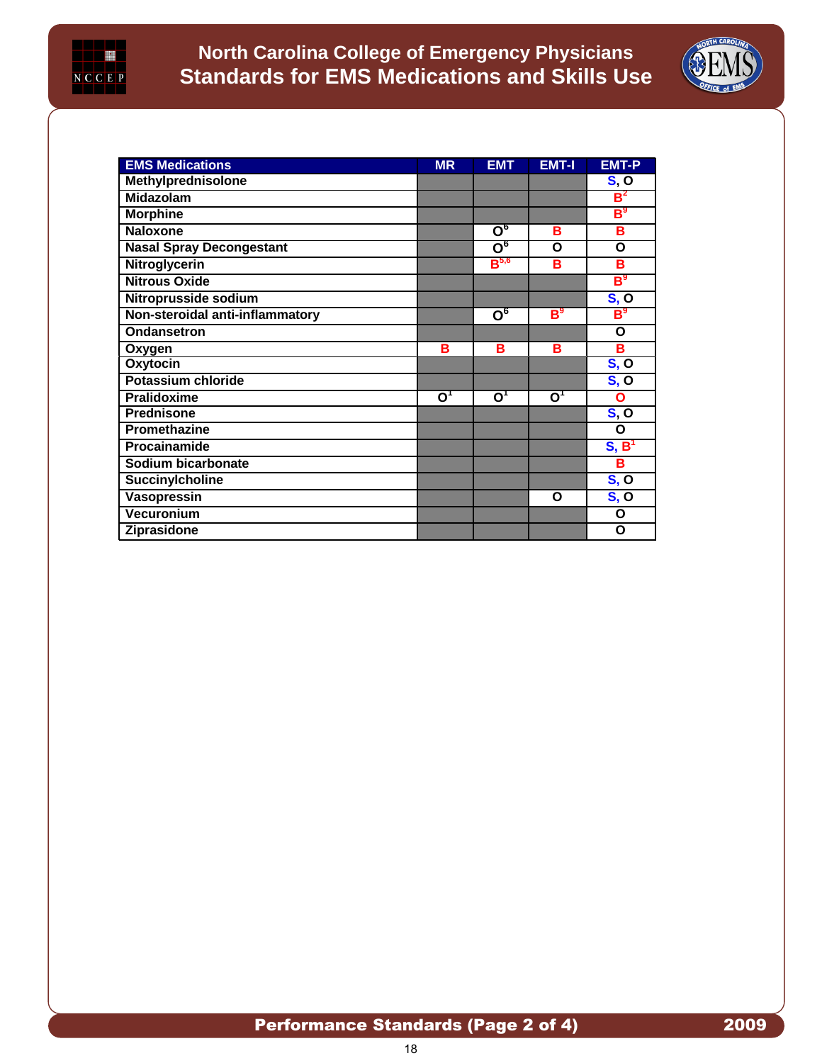# North Carolina College of Emergency Physicians
## Standards for EMS Medications and Skills Use

| EMS Medications | MR | EMT | EMT-I | EMT-P |
|---|---|---|---|---|
| Methylprednisolone | | | | S, O |
| Midazolam | | | | B[2] |
| Morphine | | | | B[9] |
| Naloxone | | O[6] | B | B |
| Nasal Spray Decongestant | | O[6] | O | O |
| Nitroglycerin | | B[5,6] | B | B |
| Nitrous Oxide | | | | B[9] |
| Nitroprusside sodium | | | | S, O |
| Non-steroidal anti-inflammatory | | O[6] | B[9] | B[9] |
| Ondansetron | | | | O |
| Oxygen | B | B | B | B |
| Oxytocin | | | | S, O |
| Potassium chloride | | | | S, O |
| Pralidoxime | O[1] | O[1] | O[1] | O |
| Prednisone | | | | S, O |
| Promethazine | | | | O |
| Procainamide | | | | S, B[1] |
| Sodium bicarbonate | | | | B |
| Succinylcholine | | | | S, O |
| Vasopressin | | | O | S, O |
| Vecuronium | | | | O |
| Ziprasidone | | | | O |

Performance Standards (Page 2 of 4) 2009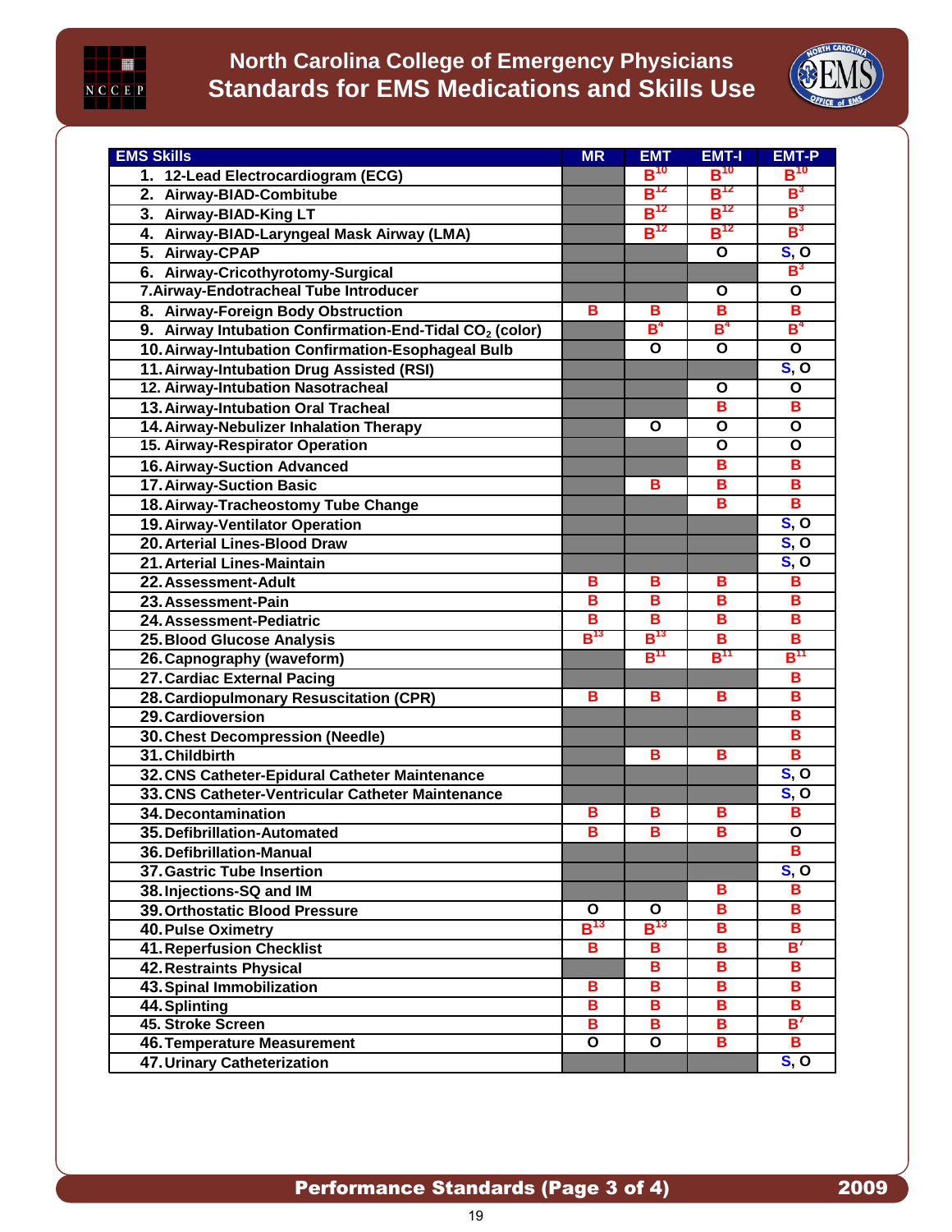# North Carolina College of Emergency Physicians
## Standards for EMS Medications and Skills Use

| EMS Skills | MR | EMT | EMT-I | EMT-P |
|---|---|---|---|---|
| 1. 12-Lead Electrocardiogram (ECG) | | B[10] | B[10] | B[10] |
| 2. Airway-BIAD-Combitube | | B[12] | B[12] | B[3] |
| 3. Airway-BIAD-King LT | | B[12] | B[12] | B[3] |
| 4. Airway-BIAD-Laryngeal Mask Airway (LMA) | | B[12] | B[12] | B[3] |
| 5. Airway-CPAP | | | O | S, O |
| 6. Airway-Cricothyrotomy-Surgical | | | | B[3] |
| 7. Airway-Endotracheal Tube Introducer | | | O | O |
| 8. Airway-Foreign Body Obstruction | B | B | B | B |
| 9. Airway Intubation Confirmation-End-Tidal $CO_2$ (color) | | B[4] | B[4] | B[4] |
| 10. Airway-Intubation Confirmation-Esophageal Bulb | | O | O | O |
| 11. Airway-Intubation Drug Assisted (RSI) | | | | S, O |
| 12. Airway-Intubation Nasotracheal | | | O | O |
| 13. Airway-Intubation Oral Tracheal | | | B | B |
| 14. Airway-Nebulizer Inhalation Therapy | | O | O | O |
| 15. Airway-Respirator Operation | | | O | O |
| 16. Airway-Suction Advanced | | | B | B |
| 17. Airway-Suction Basic | | B | B | B |
| 18. Airway-Tracheostomy Tube Change | | | B | B |
| 19. Airway-Ventilator Operation | | | | S, O |
| 20. Arterial Lines-Blood Draw | | | | S, O |
| 21. Arterial Lines-Maintain | | | | S, O |
| 22. Assessment-Adult | B | B | B | B |
| 23. Assessment-Pain | B | B | B | B |
| 24. Assessment-Pediatric | B | B | B | B |
| 25. Blood Glucose Analysis | B[13] | B[13] | B | B |
| 26. Capnography (waveform) | | B[11] | B[11] | B[11] |
| 27. Cardiac External Pacing | | | | B |
| 28. Cardiopulmonary Resuscitation (CPR) | B | B | B | B |
| 29. Cardioversion | | | | B |
| 30. Chest Decompression (Needle) | | | | B |
| 31. Childbirth | | B | B | B |
| 32. CNS Catheter-Epidural Catheter Maintenance | | | | S, O |
| 33. CNS Catheter-Ventricular Catheter Maintenance | | | | S, O |
| 34. Decontamination | B | B | B | B |
| 35. Defibrillation-Automated | B | B | B | O |
| 36. Defibrillation-Manual | | | | B |
| 37. Gastric Tube Insertion | | | | S, O |
| 38. Injections-SQ and IM | | | B | B |
| 39. Orthostatic Blood Pressure | O | O | B | B |
| 40. Pulse Oximetry | B[13] | B[13] | B | B |
| 41. Reperfusion Checklist | B | B | B | B[7] |
| 42. Restraints Physical | | B | B | B |
| 43. Spinal Immobilization | B | B | B | B |
| 44. Splinting | B | B | B | B |
| 45. Stroke Screen | B | B | B | B[7] |
| 46. Temperature Measurement | O | O | B | B |
| 47. Urinary Catheterization | | | | S, O |

Performance Standards (Page 3 of 4) 2009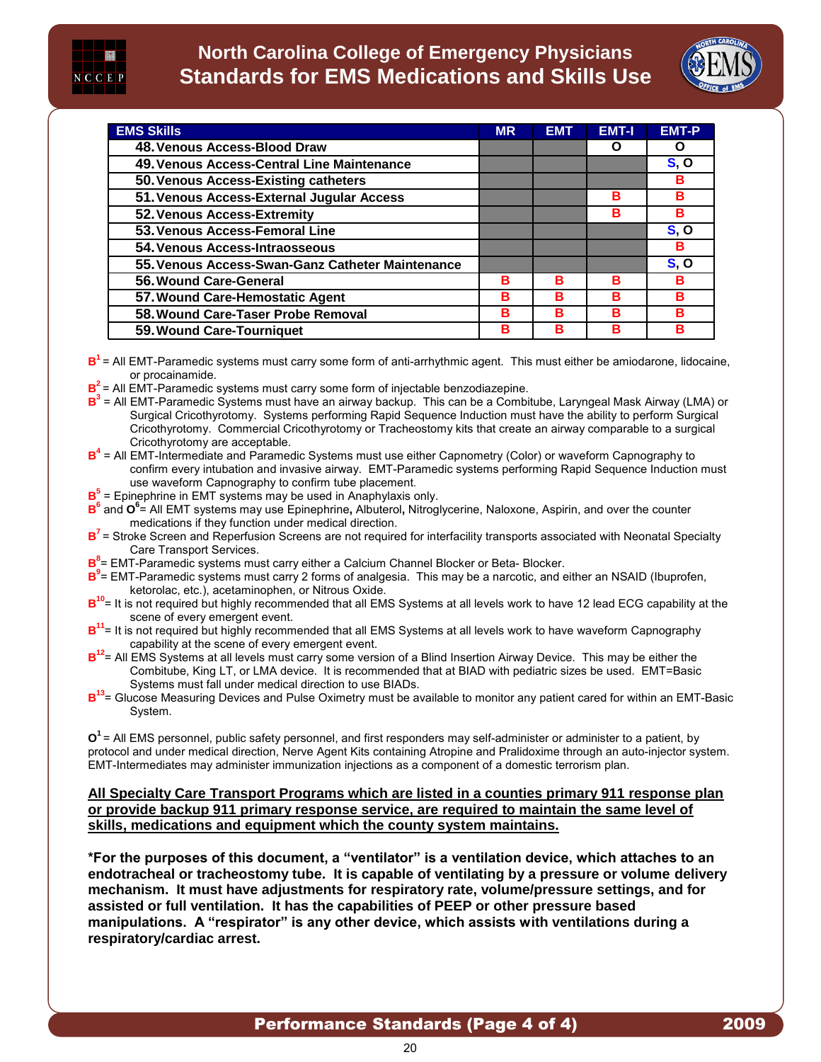# North Carolina College of Emergency Physicians
# Standards for EMS Medications and Skills Use

| EMS Skills | MR | EMT | EMT-I | EMT-P |
|---|---|---|---|---|
| 48. Venous Access-Blood Draw | | | O | O |
| 49. Venous Access-Central Line Maintenance | | | | S, O |
| 50. Venous Access-Existing catheters | | | | B |
| 51. Venous Access-External Jugular Access | | | B | B |
| 52. Venous Access-Extremity | | | B | B |
| 53. Venous Access-Femoral Line | | | | S, O |
| 54. Venous Access-Intraosseous | | | | B |
| 55. Venous Access-Swan-Ganz Catheter Maintenance | | | | S, O |
| 56. Wound Care-General | B | B | B | B |
| 57. Wound Care-Hemostatic Agent | B | B | B | B |
| 58. Wound Care-Taser Probe Removal | B | B | B | B |
| 59. Wound Care-Tourniquet | B | B | B | B |

B[1] = All EMT-Paramedic systems must carry some form of anti-arrhythmic agent. This must either be amiodarone, lidocaine, or procainamide.

B[2] = All EMT-Paramedic systems must carry some form of injectable benzodiazepine.

B[3] = All EMT-Paramedic Systems must have an airway backup. This can be a Combitube, Laryngeal Mask Airway (LMA) or Surgical Cricothyrotomy. Systems performing Rapid Sequence Induction must have the ability to perform Surgical Cricothyrotomy. Commercial Cricothyrotomy or Tracheostomy kits that create an airway comparable to a surgical Cricothyrotomy are acceptable.

B[4] = All EMT-Intermediate and Paramedic Systems must use either Capnometry (Color) or waveform Capnography to confirm every intubation and invasive airway. EMT-Paramedic systems performing Rapid Sequence Induction must use waveform Capnography to confirm tube placement.

B[5] = Epinephrine in EMT systems may be used in Anaphylaxis only.

B[6] and O[6]= All EMT systems may use Epinephrine, Albuterol, Nitroglycerine, Naloxone, Aspirin, and over the counter medications if they function under medical direction.

B[7] = Stroke Screen and Reperfusion Screens are not required for interfacility transports associated with Neonatal Specialty Care Transport Services.

B[8]= EMT-Paramedic systems must carry either a Calcium Channel Blocker or Beta- Blocker.

B[9]= EMT-Paramedic systems must carry 2 forms of analgesia. This may be a narcotic, and either an NSAID (Ibuprofen, ketorolac, etc.), acetaminophen, or Nitrous Oxide.

B[10]= It is not required but highly recommended that all EMS Systems at all levels work to have 12 lead ECG capability at the scene of every emergent event.

B[11]= It is not required but highly recommended that all EMS Systems at all levels work to have waveform Capnography capability at the scene of every emergent event.

B[12]= All EMS Systems at all levels must carry some version of a Blind Insertion Airway Device. This may be either the Combitube, King LT, or LMA device. It is recommended that at BIAD with pediatric sizes be used. EMT=Basic Systems must fall under medical direction to use BIADs.

B[13]= Glucose Measuring Devices and Pulse Oximetry must be available to monitor any patient cared for within an EMT-Basic System.

O[1] = All EMS personnel, public safety personnel, and first responders may self-administer or administer to a patient, by protocol and under medical direction, Nerve Agent Kits containing Atropine and Pralidoxime through an auto-injector system. EMT-Intermediates may administer immunization injections as a component of a domestic terrorism plan.

**All Specialty Care Transport Programs which are listed in a counties primary 911 response plan or provide backup 911 primary response service, are required to maintain the same level of skills, medications and equipment which the county system maintains.**

**\*For the purposes of this document, a "ventilator" is a ventilation device, which attaches to an endotracheal or tracheostomy tube. It is capable of ventilating by a pressure or volume delivery mechanism. It must have adjustments for respiratory rate, volume/pressure settings, and for assisted or full ventilation. It has the capabilities of PEEP or other pressure based manipulations. A "respirator" is any other device, which assists with ventilations during a respiratory/cardiac arrest.**

Performance Standards (Page 4 of 4) 2009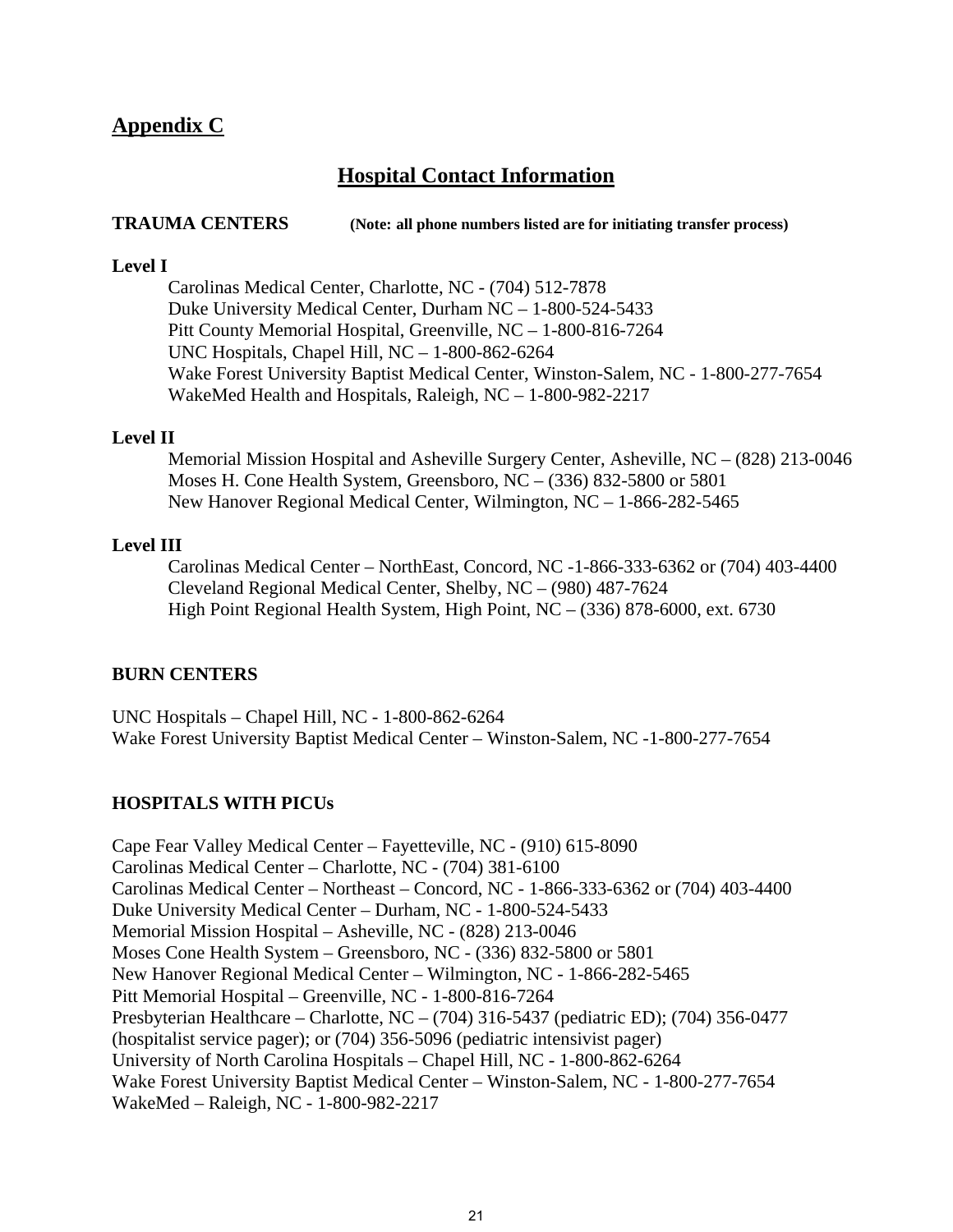## Appendix C

# Hospital Contact Information

**TRAUMA CENTERS** **(Note: all phone numbers listed are for initiating transfer process)**

**Level I**

Carolinas Medical Center, Charlotte, NC - (704) 512-7878
Duke University Medical Center, Durham NC – 1-800-524-5433
Pitt County Memorial Hospital, Greenville, NC – 1-800-816-7264
UNC Hospitals, Chapel Hill, NC – 1-800-862-6264
Wake Forest University Baptist Medical Center, Winston-Salem, NC - 1-800-277-7654
WakeMed Health and Hospitals, Raleigh, NC – 1-800-982-2217

**Level II**

Memorial Mission Hospital and Asheville Surgery Center, Asheville, NC – (828) 213-0046
Moses H. Cone Health System, Greensboro, NC – (336) 832-5800 or 5801
New Hanover Regional Medical Center, Wilmington, NC – 1-866-282-5465

**Level III**

Carolinas Medical Center – NorthEast, Concord, NC -1-866-333-6362 or (704) 403-4400
Cleveland Regional Medical Center, Shelby, NC – (980) 487-7624
High Point Regional Health System, High Point, NC – (336) 878-6000, ext. 6730

**BURN CENTERS**

UNC Hospitals – Chapel Hill, NC - 1-800-862-6264
Wake Forest University Baptist Medical Center – Winston-Salem, NC -1-800-277-7654

**HOSPITALS WITH PICUs**

Cape Fear Valley Medical Center – Fayetteville, NC - (910) 615-8090
Carolinas Medical Center – Charlotte, NC - (704) 381-6100
Carolinas Medical Center – Northeast – Concord, NC - 1-866-333-6362 or (704) 403-4400
Duke University Medical Center – Durham, NC - 1-800-524-5433
Memorial Mission Hospital – Asheville, NC - (828) 213-0046
Moses Cone Health System – Greensboro, NC - (336) 832-5800 or 5801
New Hanover Regional Medical Center – Wilmington, NC - 1-866-282-5465
Pitt Memorial Hospital – Greenville, NC - 1-800-816-7264
Presbyterian Healthcare – Charlotte, NC – (704) 316-5437 (pediatric ED); (704) 356-0477 (hospitalist service pager); or (704) 356-5096 (pediatric intensivist pager)
University of North Carolina Hospitals – Chapel Hill, NC - 1-800-862-6264
Wake Forest University Baptist Medical Center – Winston-Salem, NC - 1-800-277-7654
WakeMed – Raleigh, NC - 1-800-982-2217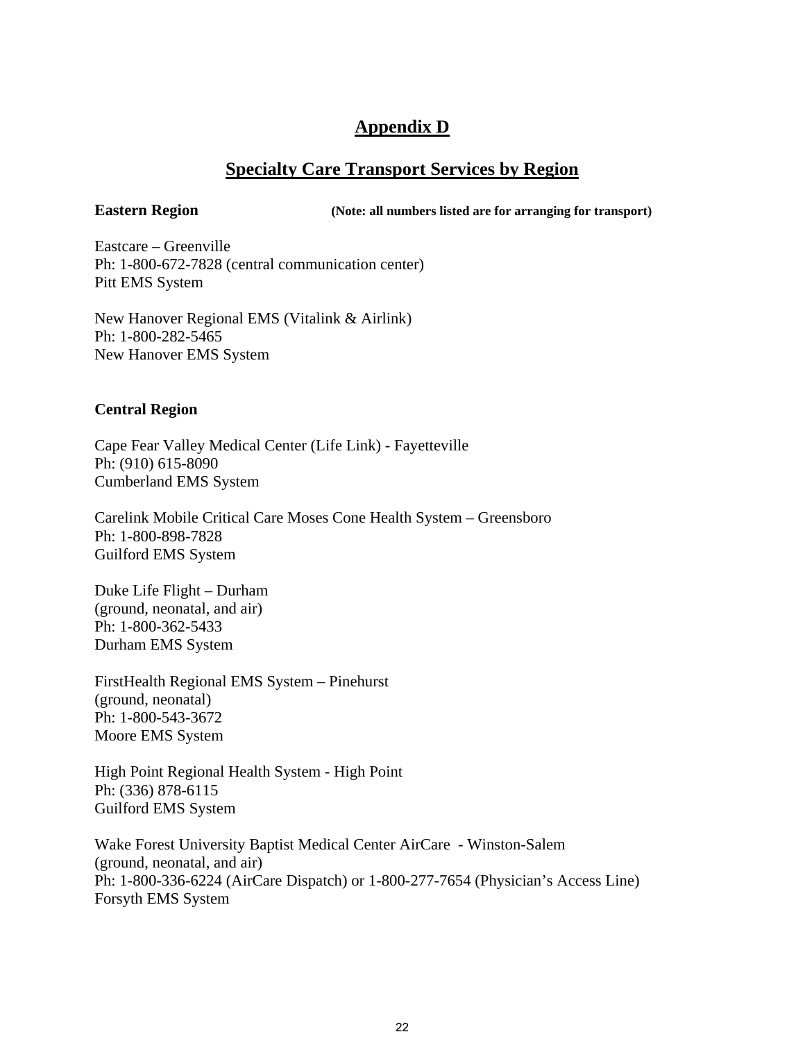# Appendix D

## Specialty Care Transport Services by Region

**Eastern Region** **(Note: all numbers listed are for arranging for transport)**

Eastcare – Greenville
Ph: 1-800-672-7828 (central communication center)
Pitt EMS System

New Hanover Regional EMS (Vitalink & Airlink)
Ph: 1-800-282-5465
New Hanover EMS System

**Central Region**

Cape Fear Valley Medical Center (Life Link) - Fayetteville
Ph: (910) 615-8090
Cumberland EMS System

Carelink Mobile Critical Care Moses Cone Health System – Greensboro
Ph: 1-800-898-7828
Guilford EMS System

Duke Life Flight – Durham
(ground, neonatal, and air)
Ph: 1-800-362-5433
Durham EMS System

FirstHealth Regional EMS System – Pinehurst
(ground, neonatal)
Ph: 1-800-543-3672
Moore EMS System

High Point Regional Health System - High Point
Ph: (336) 878-6115
Guilford EMS System

Wake Forest University Baptist Medical Center AirCare - Winston-Salem
(ground, neonatal, and air)
Ph: 1-800-336-6224 (AirCare Dispatch) or 1-800-277-7654 (Physician's Access Line)
Forsyth EMS System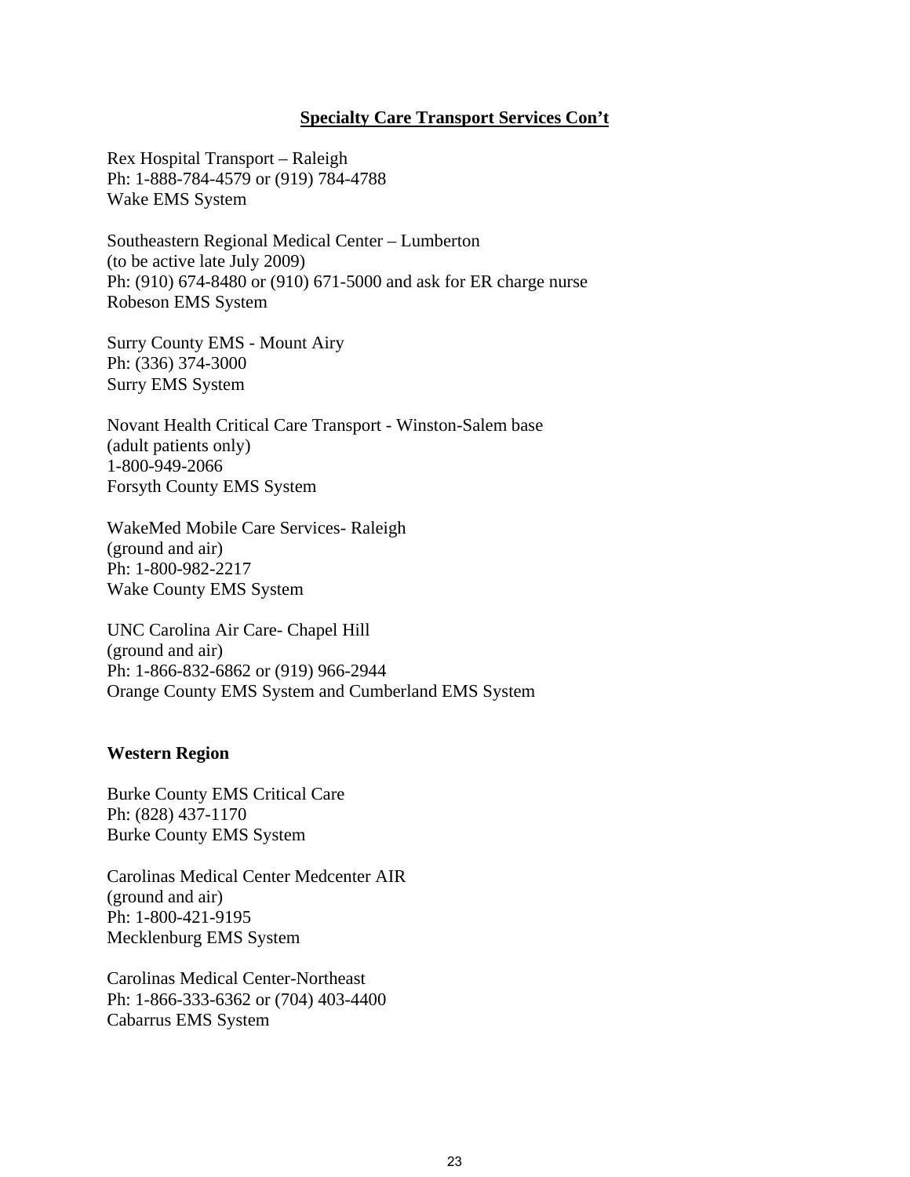## <u>Specialty Care Transport Services Con't</u>

Rex Hospital Transport – Raleigh
Ph: 1-888-784-4579 or (919) 784-4788
Wake EMS System

Southeastern Regional Medical Center – Lumberton
(to be active late July 2009)
Ph: (910) 674-8480 or (910) 671-5000 and ask for ER charge nurse
Robeson EMS System

Surry County EMS - Mount Airy
Ph: (336) 374-3000
Surry EMS System

Novant Health Critical Care Transport - Winston-Salem base
(adult patients only)
1-800-949-2066
Forsyth County EMS System

WakeMed Mobile Care Services- Raleigh
(ground and air)
Ph: 1-800-982-2217
Wake County EMS System

UNC Carolina Air Care- Chapel Hill
(ground and air)
Ph: 1-866-832-6862 or (919) 966-2944
Orange County EMS System and Cumberland EMS System

### Western Region

Burke County EMS Critical Care
Ph: (828) 437-1170
Burke County EMS System

Carolinas Medical Center Medcenter AIR
(ground and air)
Ph: 1-800-421-9195
Mecklenburg EMS System

Carolinas Medical Center-Northeast
Ph: 1-866-333-6362 or (704) 403-4400
Cabarrus EMS System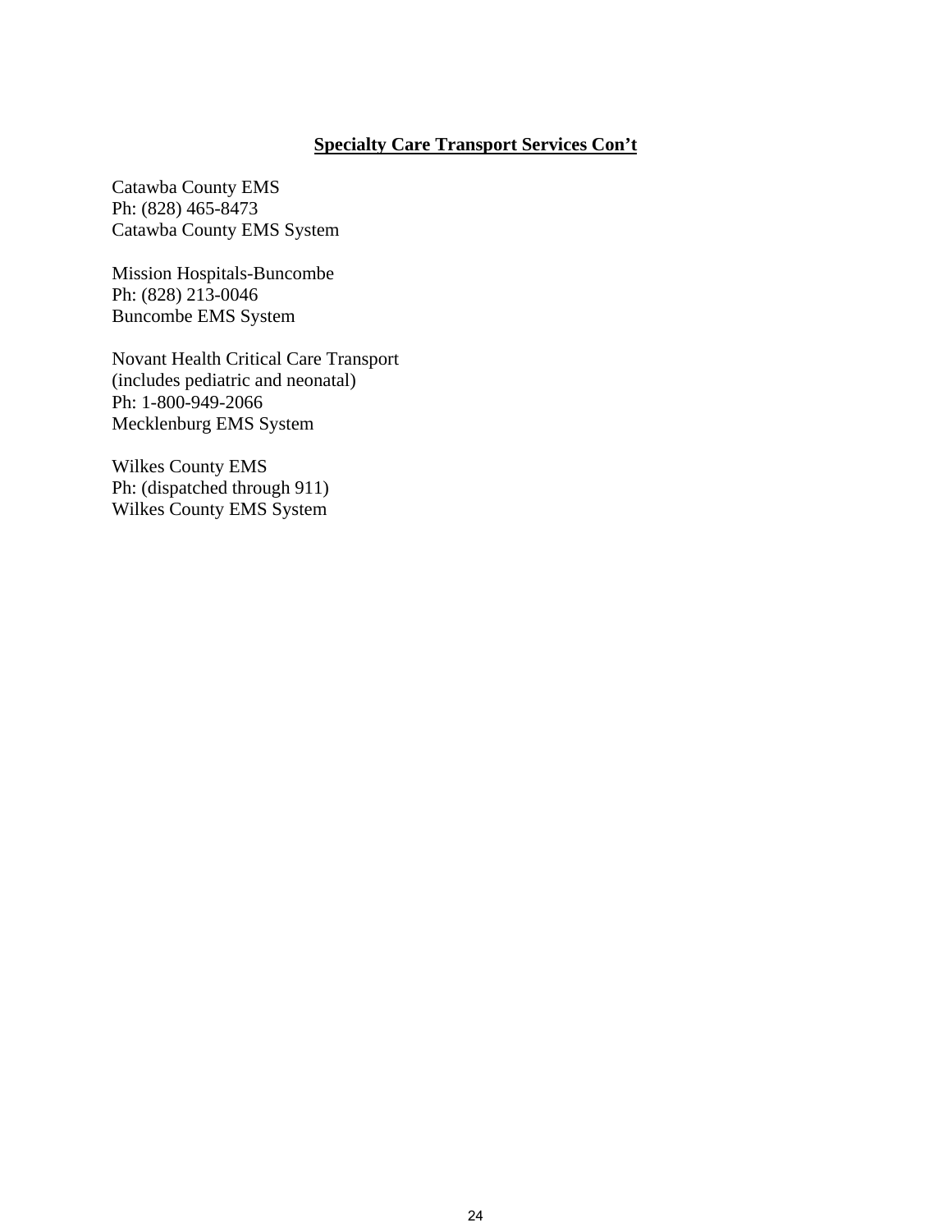## Specialty Care Transport Services Con't

Catawba County EMS
Ph: (828) 465-8473
Catawba County EMS System

Mission Hospitals-Buncombe
Ph: (828) 213-0046
Buncombe EMS System

Novant Health Critical Care Transport
(includes pediatric and neonatal)
Ph: 1-800-949-2066
Mecklenburg EMS System

Wilkes County EMS
Ph: (dispatched through 911)
Wilkes County EMS System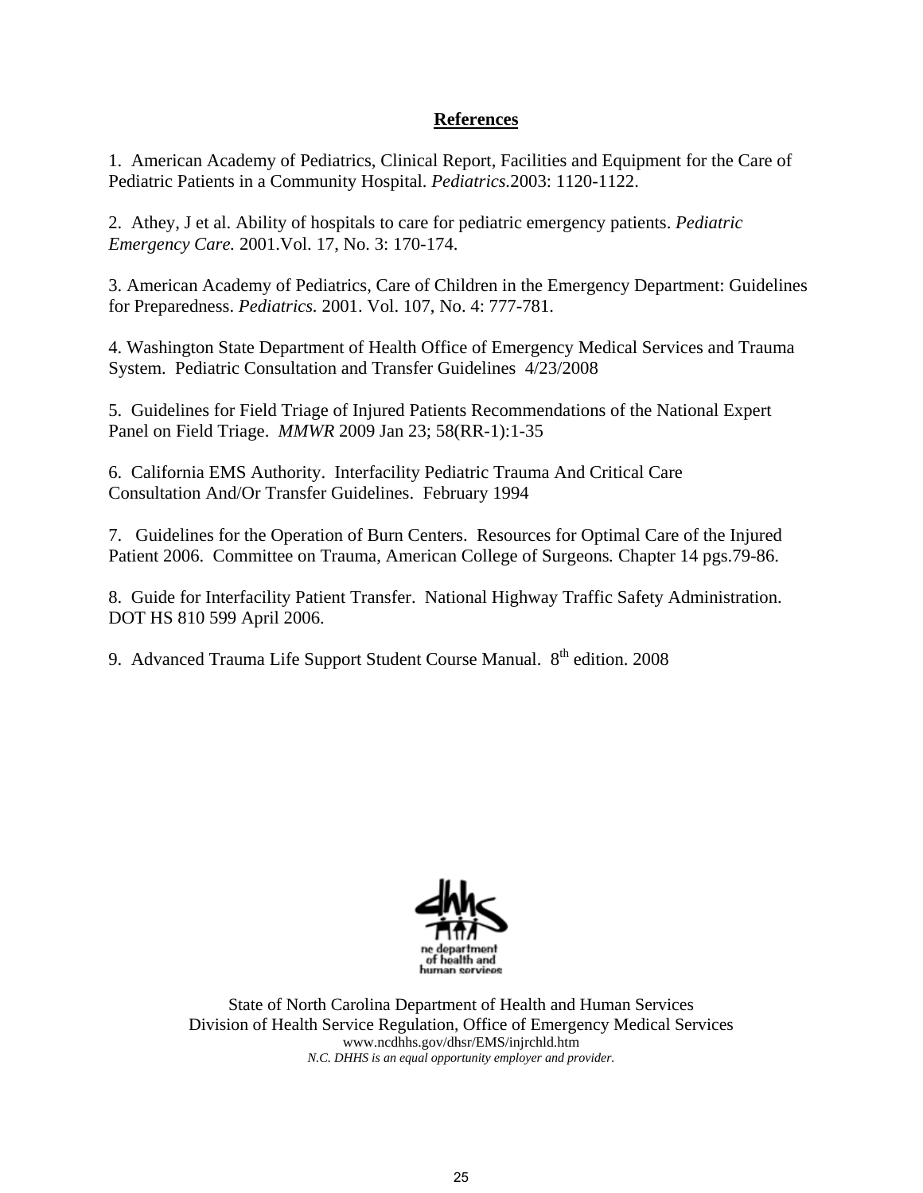## References

1. American Academy of Pediatrics, Clinical Report, Facilities and Equipment for the Care of Pediatric Patients in a Community Hospital. *Pediatrics*.2003: 1120-1122.

2. Athey, J et al. Ability of hospitals to care for pediatric emergency patients. *Pediatric Emergency Care.* 2001.Vol. 17, No. 3: 170-174.

3. American Academy of Pediatrics, Care of Children in the Emergency Department: Guidelines for Preparedness. *Pediatrics.* 2001. Vol. 107, No. 4: 777-781.

4. Washington State Department of Health Office of Emergency Medical Services and Trauma System. Pediatric Consultation and Transfer Guidelines 4/23/2008

5. Guidelines for Field Triage of Injured Patients Recommendations of the National Expert Panel on Field Triage. *MMWR* 2009 Jan 23; 58(RR-1):1-35

6. California EMS Authority. Interfacility Pediatric Trauma And Critical Care Consultation And/Or Transfer Guidelines. February 1994

7. Guidelines for the Operation of Burn Centers. Resources for Optimal Care of the Injured Patient 2006. Committee on Trauma, American College of Surgeons*.* Chapter 14 pgs.79-86.

8. Guide for Interfacility Patient Transfer. National Highway Traffic Safety Administration. DOT HS 810 599 April 2006.

9. Advanced Trauma Life Support Student Course Manual. 8th edition. 2008

nc department of health and human services

State of North Carolina Department of Health and Human Services
Division of Health Service Regulation, Office of Emergency Medical Services
www.ncdhhs.gov/dhsr/EMS/injrchld.htm
*N.C. DHHS is an equal opportunity employer and provider.*